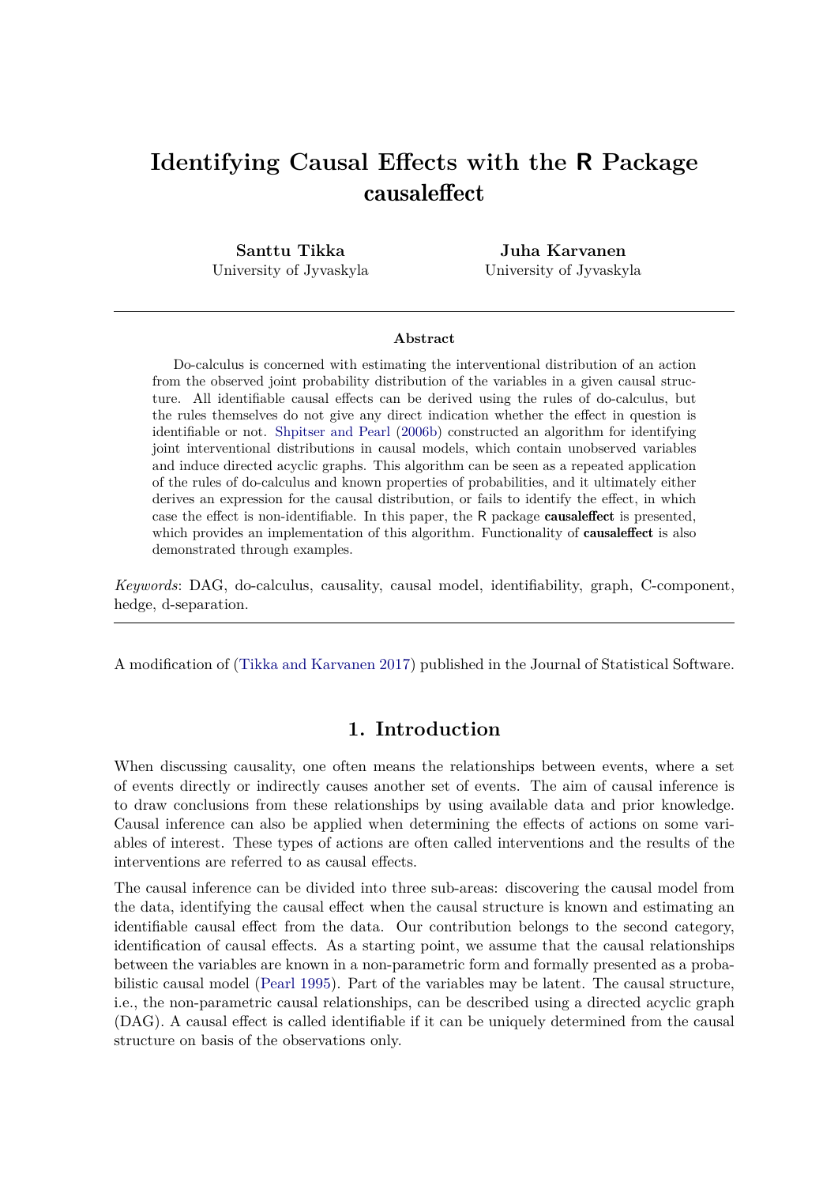# Identifying Causal Effects with the R Package causaleffect

**Santtu Tikka**
University of Jyvaskyla

**Juha Karvanen**
University of Jyvaskyla

---

**Abstract**

Do-calculus is concerned with estimating the interventional distribution of an action from the observed joint probability distribution of the variables in a given causal structure. All identifiable causal effects can be derived using the rules of do-calculus, but the rules themselves do not give any direct indication whether the effect in question is identifiable or not. Shpitser and Pearl (2006b) constructed an algorithm for identifying joint interventional distributions in causal models, which contain unobserved variables and induce directed acyclic graphs. This algorithm can be seen as a repeated application of the rules of do-calculus and known properties of probabilities, and it ultimately either derives an expression for the causal distribution, or fails to identify the effect, in which case the effect is non-identifiable. In this paper, the R package **causaleffect** is presented, which provides an implementation of this algorithm. Functionality of **causaleffect** is also demonstrated through examples.

*Keywords*: DAG, do-calculus, causality, causal model, identifiability, graph, C-component, hedge, d-separation.

---

A modification of (Tikka and Karvanen 2017) published in the Journal of Statistical Software.

## 1. Introduction

When discussing causality, one often means the relationships between events, where a set of events directly or indirectly causes another set of events. The aim of causal inference is to draw conclusions from these relationships by using available data and prior knowledge. Causal inference can also be applied when determining the effects of actions on some variables of interest. These types of actions are often called interventions and the results of the interventions are referred to as causal effects.

The causal inference can be divided into three sub-areas: discovering the causal model from the data, identifying the causal effect when the causal structure is known and estimating an identifiable causal effect from the data. Our contribution belongs to the second category, identification of causal effects. As a starting point, we assume that the causal relationships between the variables are known in a non-parametric form and formally presented as a probabilistic causal model (Pearl 1995). Part of the variables may be latent. The causal structure, i.e., the non-parametric causal relationships, can be described using a directed acyclic graph (DAG). A causal effect is called identifiable if it can be uniquely determined from the causal structure on basis of the observations only.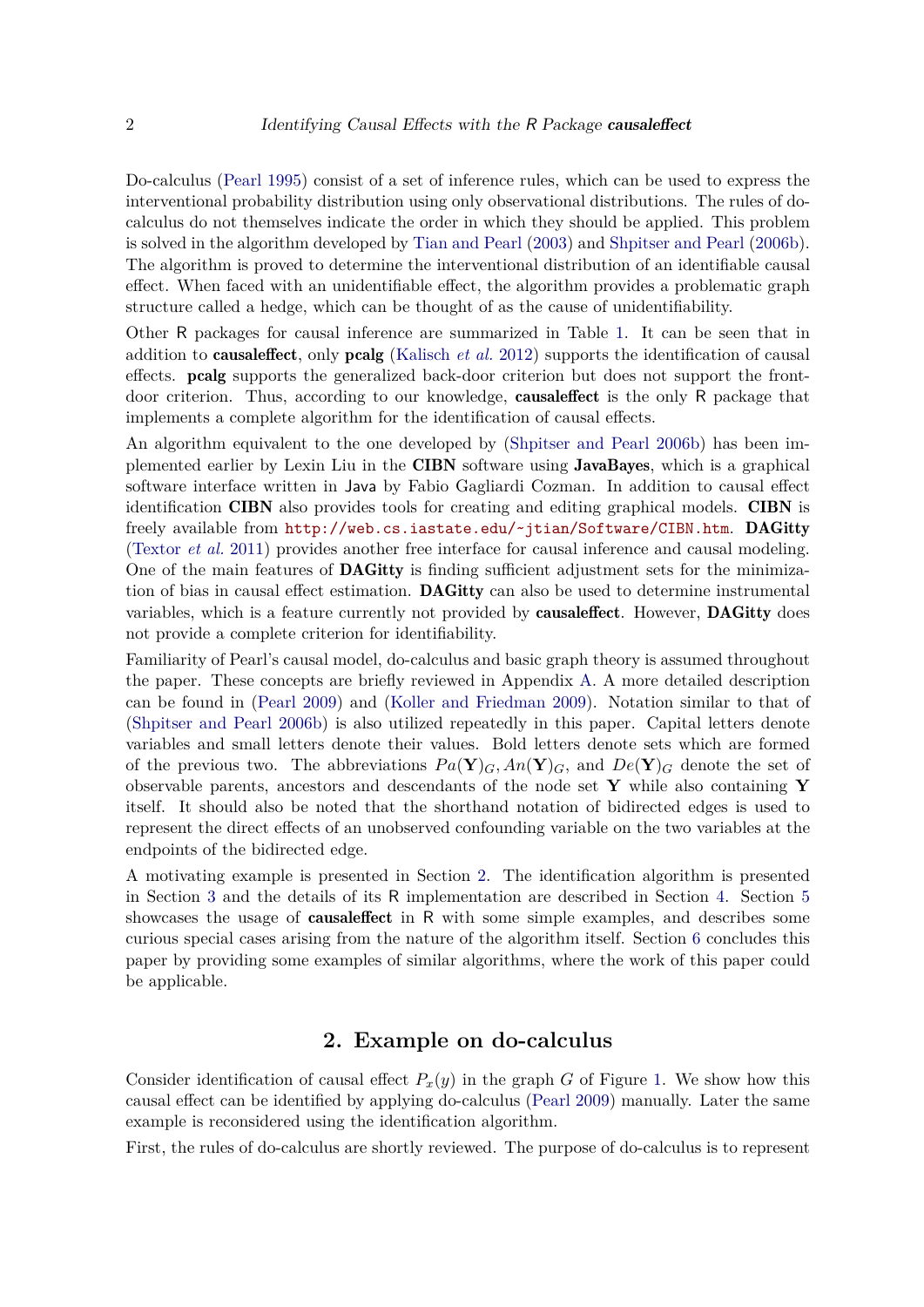Do-calculus (Pearl 1995) consist of a set of inference rules, which can be used to express the interventional probability distribution using only observational distributions. The rules of do-calculus do not themselves indicate the order in which they should be applied. This problem is solved in the algorithm developed by Tian and Pearl (2003) and Shpitser and Pearl (2006b). The algorithm is proved to determine the interventional distribution of an identifiable causal effect. When faced with an unidentifiable effect, the algorithm provides a problematic graph structure called a hedge, which can be thought of as the cause of unidentifiability.

Other R packages for causal inference are summarized in Table 1. It can be seen that in addition to **causaleffect**, only **pcalg** (Kalisch *et al.* 2012) supports the identification of causal effects. **pcalg** supports the generalized back-door criterion but does not support the front-door criterion. Thus, according to our knowledge, **causaleffect** is the only R package that implements a complete algorithm for the identification of causal effects.

An algorithm equivalent to the one developed by (Shpitser and Pearl 2006b) has been implemented earlier by Lexin Liu in the **CIBN** software using **JavaBayes**, which is a graphical software interface written in Java by Fabio Gagliardi Cozman. In addition to causal effect identification **CIBN** also provides tools for creating and editing graphical models. **CIBN** is freely available from `http://web.cs.iastate.edu/~jtian/Software/CIBN.htm`. **DAGitty** (Textor *et al.* 2011) provides another free interface for causal inference and causal modeling. One of the main features of **DAGitty** is finding sufficient adjustment sets for the minimization of bias in causal effect estimation. **DAGitty** can also be used to determine instrumental variables, which is a feature currently not provided by **causaleffect**. However, **DAGitty** does not provide a complete criterion for identifiability.

Familiarity of Pearl's causal model, do-calculus and basic graph theory is assumed throughout the paper. These concepts are briefly reviewed in Appendix A. A more detailed description can be found in (Pearl 2009) and (Koller and Friedman 2009). Notation similar to that of (Shpitser and Pearl 2006b) is also utilized repeatedly in this paper. Capital letters denote variables and small letters denote their values. Bold letters denote sets which are formed of the previous two. The abbreviations $Pa(\mathbf{Y})_G, An(\mathbf{Y})_G$, and $De(\mathbf{Y})_G$ denote the set of observable parents, ancestors and descendants of the node set $\mathbf{Y}$ while also containing $\mathbf{Y}$ itself. It should also be noted that the shorthand notation of bidirected edges is used to represent the direct effects of an unobserved confounding variable on the two variables at the endpoints of the bidirected edge.

A motivating example is presented in Section 2. The identification algorithm is presented in Section 3 and the details of its R implementation are described in Section 4. Section 5 showcases the usage of **causaleffect** in R with some simple examples, and describes some curious special cases arising from the nature of the algorithm itself. Section 6 concludes this paper by providing some examples of similar algorithms, where the work of this paper could be applicable.

## 2. Example on do-calculus

Consider identification of causal effect $P_x(y)$ in the graph $G$ of Figure 1. We show how this causal effect can be identified by applying do-calculus (Pearl 2009) manually. Later the same example is reconsidered using the identification algorithm.

First, the rules of do-calculus are shortly reviewed. The purpose of do-calculus is to represent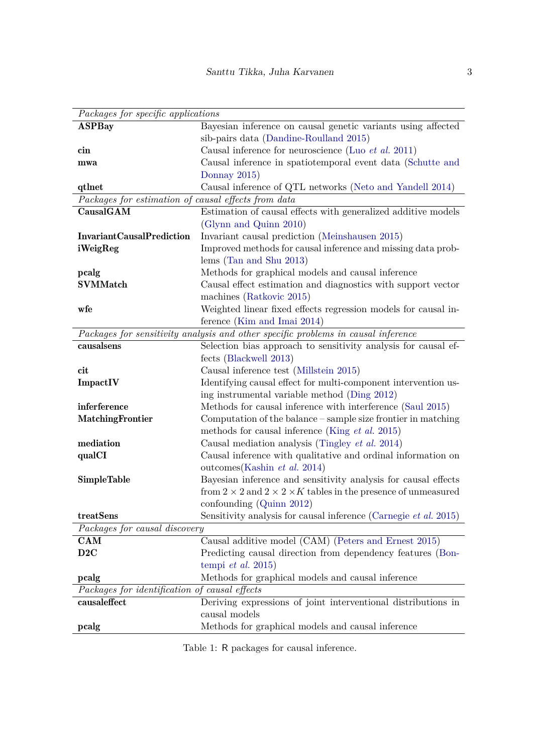| | |
|---|---|
| *Packages for specific applications* | |
| **ASPBay** | Bayesian inference on causal genetic variants using affected sib-pairs data (Dandine-Roulland 2015) |
| **cin** | Causal inference for neuroscience (Luo *et al.* 2011) |
| **mwa** | Causal inference in spatiotemporal event data (Schutte and Donnay 2015) |
| **qtlnet** | Causal inference of QTL networks (Neto and Yandell 2014) |
| *Packages for estimation of causal effects from data* | |
| **CausalGAM** | Estimation of causal effects with generalized additive models (Glynn and Quinn 2010) |
| **InvariantCausalPrediction** | Invariant causal prediction (Meinshausen 2015) |
| **iWeigReg** | Improved methods for causal inference and missing data problems (Tan and Shu 2013) |
| **pcalg** | Methods for graphical models and causal inference |
| **SVMMatch** | Causal effect estimation and diagnostics with support vector machines (Ratkovic 2015) |
| **wfe** | Weighted linear fixed effects regression models for causal inference (Kim and Imai 2014) |
| *Packages for sensitivity analysis and other specific problems in causal inference* | |
| **causalsens** | Selection bias approach to sensitivity analysis for causal effects (Blackwell 2013) |
| **cit** | Causal inference test (Millstein 2015) |
| **ImpactIV** | Identifying causal effect for multi-component intervention using instrumental variable method (Ding 2012) |
| **inferference** | Methods for causal inference with interference (Saul 2015) |
| **MatchingFrontier** | Computation of the balance – sample size frontier in matching methods for causal inference (King *et al.* 2015) |
| **mediation** | Causal mediation analysis (Tingley *et al.* 2014) |
| **qualCI** | Causal inference with qualitative and ordinal information on outcomes(Kashin *et al.* 2014) |
| **SimpleTable** | Bayesian inference and sensitivity analysis for causal effects from $2 \times 2$ and $2 \times 2 \times K$ tables in the presence of unmeasured confounding (Quinn 2012) |
| **treatSens** | Sensitivity analysis for causal inference (Carnegie *et al.* 2015) |
| *Packages for causal discovery* | |
| **CAM** | Causal additive model (CAM) (Peters and Ernest 2015) |
| **D2C** | Predicting causal direction from dependency features (Bontempi *et al.* 2015) |
| **pcalg** | Methods for graphical models and causal inference |
| *Packages for identification of causal effects* | |
| **causaleffect** | Deriving expressions of joint interventional distributions in causal models |
| **pcalg** | Methods for graphical models and causal inference |

Table 1: R packages for causal inference.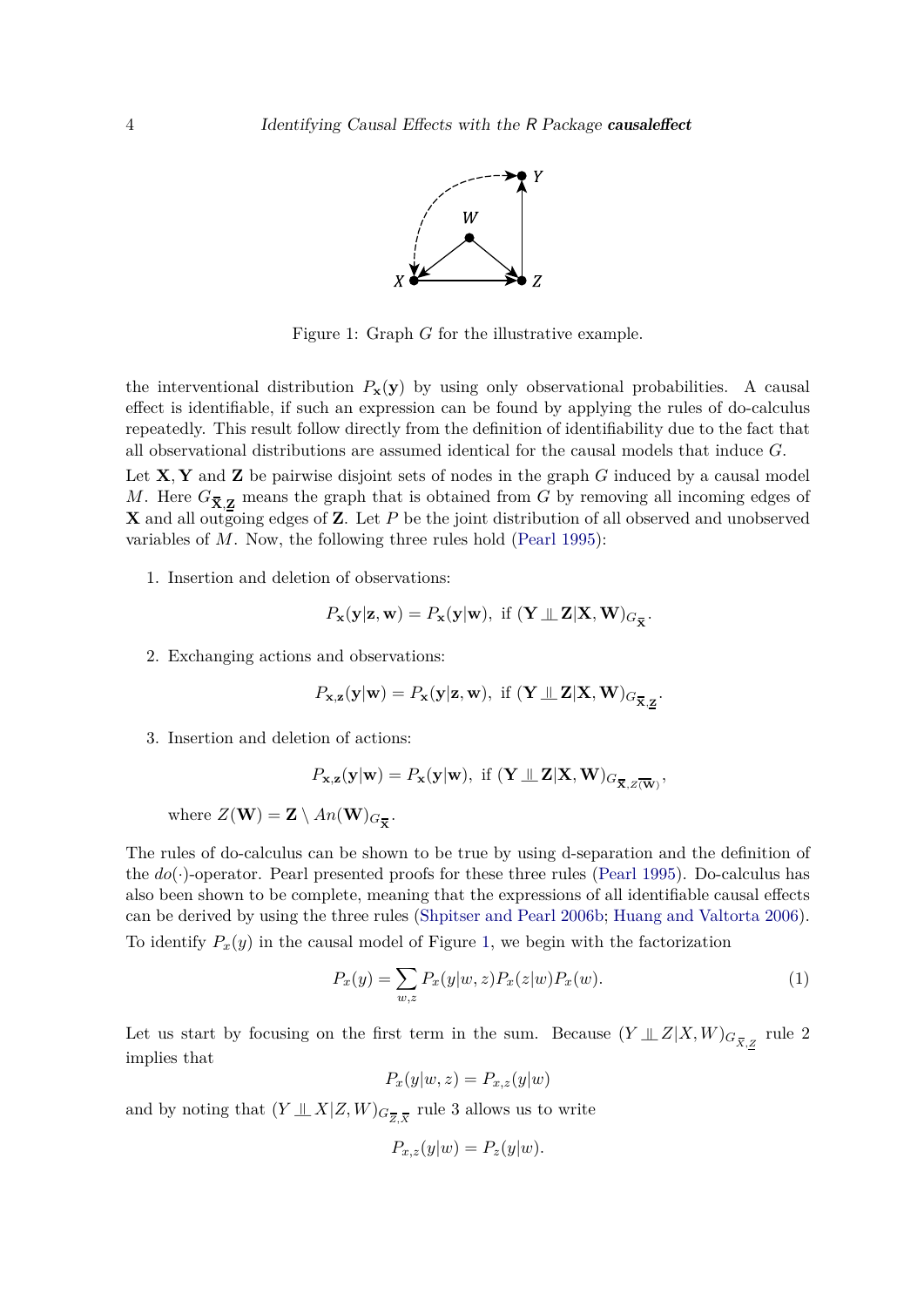Figure 1: Graph $G$ for the illustrative example.

the interventional distribution $P_{\mathbf{x}}(\mathbf{y})$ by using only observational probabilities. A causal effect is identifiable, if such an expression can be found by applying the rules of do-calculus repeatedly. This result follow directly from the definition of identifiability due to the fact that all observational distributions are assumed identical for the causal models that induce $G$.

Let $\mathbf{X}, \mathbf{Y}$ and $\mathbf{Z}$ be pairwise disjoint sets of nodes in the graph $G$ induced by a causal model $M$. Here $G_{\overline{\mathbf{X}},\underline{\mathbf{Z}}}$ means the graph that is obtained from $G$ by removing all incoming edges of $\mathbf{X}$ and all outgoing edges of $\mathbf{Z}$. Let $P$ be the joint distribution of all observed and unobserved variables of $M$. Now, the following three rules hold (Pearl 1995):

1. Insertion and deletion of observations:

$$P_{\mathbf{x}}(\mathbf{y}|\mathbf{z},\mathbf{w}) = P_{\mathbf{x}}(\mathbf{y}|\mathbf{w}), \text{ if } (\mathbf{Y} \perp\!\!\!\perp \mathbf{Z}|\mathbf{X},\mathbf{W})_{G_{\overline{\mathbf{X}}}}.$$

2. Exchanging actions and observations:

$$P_{\mathbf{x},\mathbf{z}}(\mathbf{y}|\mathbf{w}) = P_{\mathbf{x}}(\mathbf{y}|\mathbf{z},\mathbf{w}), \text{ if } (\mathbf{Y} \perp\!\!\!\perp \mathbf{Z}|\mathbf{X},\mathbf{W})_{G_{\overline{\mathbf{X}},\underline{\mathbf{Z}}}}.$$

3. Insertion and deletion of actions:

$$P_{\mathbf{x},\mathbf{z}}(\mathbf{y}|\mathbf{w}) = P_{\mathbf{x}}(\mathbf{y}|\mathbf{w}), \text{ if } (\mathbf{Y} \perp\!\!\!\perp \mathbf{Z}|\mathbf{X},\mathbf{W})_{G_{\overline{\mathbf{X}},\overline{Z(\mathbf{W})}}},$$

   where $Z(\mathbf{W}) = \mathbf{Z} \setminus An(\mathbf{W})_{G_{\overline{\mathbf{X}}}}$.

The rules of do-calculus can be shown to be true by using d-separation and the definition of the $do(\cdot)$-operator. Pearl presented proofs for these three rules (Pearl 1995). Do-calculus has also been shown to be complete, meaning that the expressions of all identifiable causal effects can be derived by using the three rules (Shpitser and Pearl 2006b; Huang and Valtorta 2006).

To identify $P_x(y)$ in the causal model of Figure 1, we begin with the factorization

$$P_x(y) = \sum_{w,z} P_x(y|w,z)P_x(z|w)P_x(w). \tag{1}$$

Let us start by focusing on the first term in the sum. Because $(Y \perp\!\!\!\perp Z|X,W)_{G_{\overline{X},\underline{Z}}}$ rule 2 implies that

$$P_x(y|w,z) = P_{x,z}(y|w)$$

and by noting that $(Y \perp\!\!\!\perp X|Z,W)_{G_{\overline{Z},\overline{X}}}$ rule 3 allows us to write

$$P_{x,z}(y|w) = P_z(y|w).$$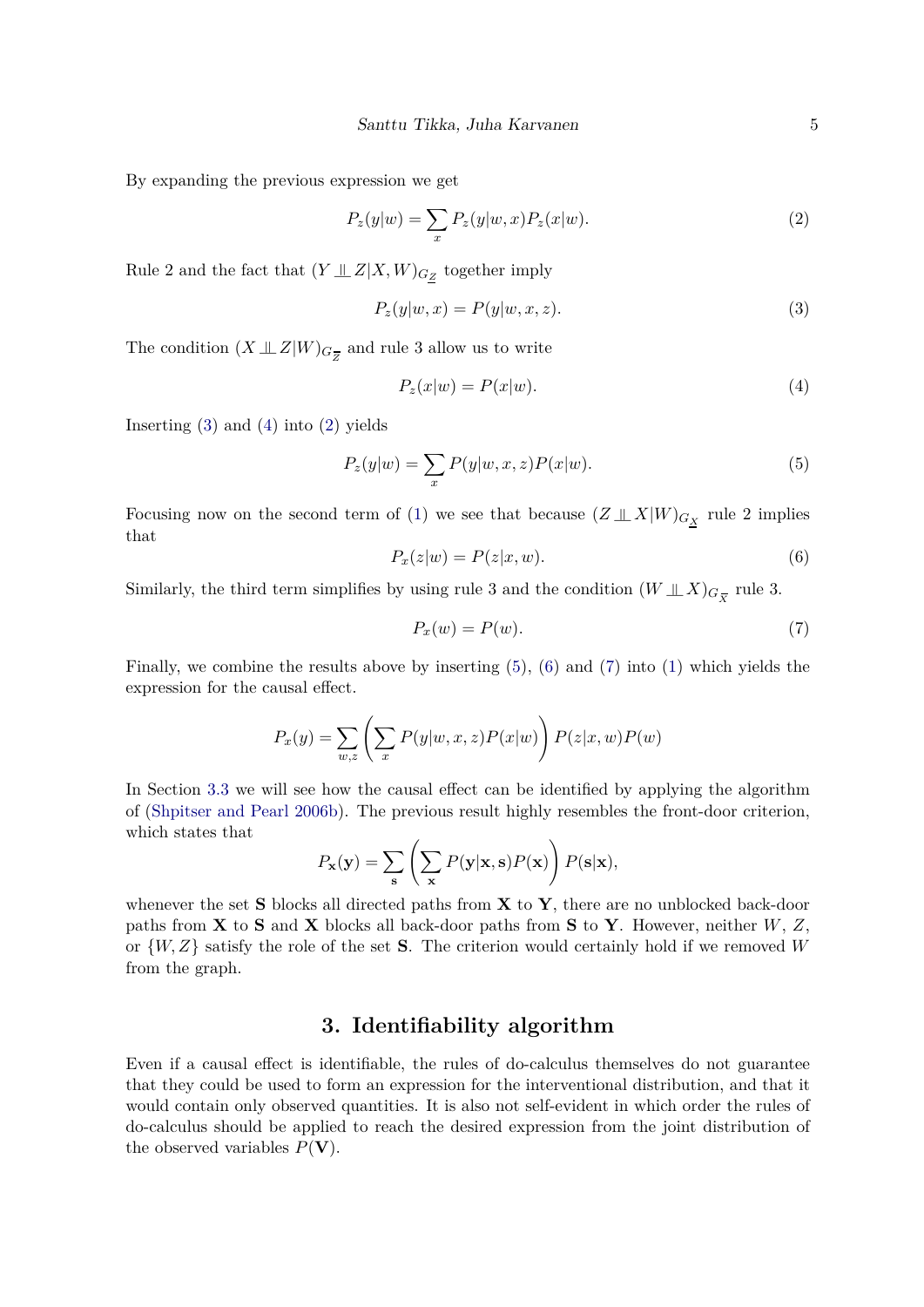By expanding the previous expression we get

$$P_z(y|w) = \sum_x P_z(y|w,x)P_z(x|w). \tag{2}$$

Rule 2 and the fact that $(Y \perp\!\!\!\perp Z|X,W)_{G_{\underline{Z}}}$ together imply

$$P_z(y|w,x) = P(y|w,x,z). \tag{3}$$

The condition $(X \perp\!\!\!\perp Z|W)_{G_{\overline{Z}}}$ and rule 3 allow us to write

$$P_z(x|w) = P(x|w). \tag{4}$$

Inserting (3) and (4) into (2) yields

$$P_z(y|w) = \sum_x P(y|w,x,z)P(x|w). \tag{5}$$

Focusing now on the second term of (1) we see that because $(Z \perp\!\!\!\perp X|W)_{G_{\underline{X}}}$ rule 2 implies that

$$P_x(z|w) = P(z|x,w). \tag{6}$$

Similarly, the third term simplifies by using rule 3 and the condition $(W \perp\!\!\!\perp X)_{G_{\overline{X}}}$ rule 3.

$$P_x(w) = P(w). \tag{7}$$

Finally, we combine the results above by inserting (5), (6) and (7) into (1) which yields the expression for the causal effect.

$$P_x(y) = \sum_{w,z} \left( \sum_x P(y|w,x,z)P(x|w) \right) P(z|x,w)P(w)$$

In Section 3.3 we will see how the causal effect can be identified by applying the algorithm of (Shpitser and Pearl 2006b). The previous result highly resembles the front-door criterion, which states that

$$P_{\mathbf{x}}(\mathbf{y}) = \sum_{\mathbf{s}} \left( \sum_{\mathbf{x}} P(\mathbf{y}|\mathbf{x},\mathbf{s})P(\mathbf{x}) \right) P(\mathbf{s}|\mathbf{x}),$$

whenever the set $\mathbf{S}$ blocks all directed paths from $\mathbf{X}$ to $\mathbf{Y}$, there are no unblocked back-door paths from $\mathbf{X}$ to $\mathbf{S}$ and $\mathbf{X}$ blocks all back-door paths from $\mathbf{S}$ to $\mathbf{Y}$. However, neither $W$, $Z$, or $\{W,Z\}$ satisfy the role of the set $\mathbf{S}$. The criterion would certainly hold if we removed $W$ from the graph.

## 3. Identifiability algorithm

Even if a causal effect is identifiable, the rules of do-calculus themselves do not guarantee that they could be used to form an expression for the interventional distribution, and that it would contain only observed quantities. It is also not self-evident in which order the rules of do-calculus should be applied to reach the desired expression from the joint distribution of the observed variables $P(\mathbf{V})$.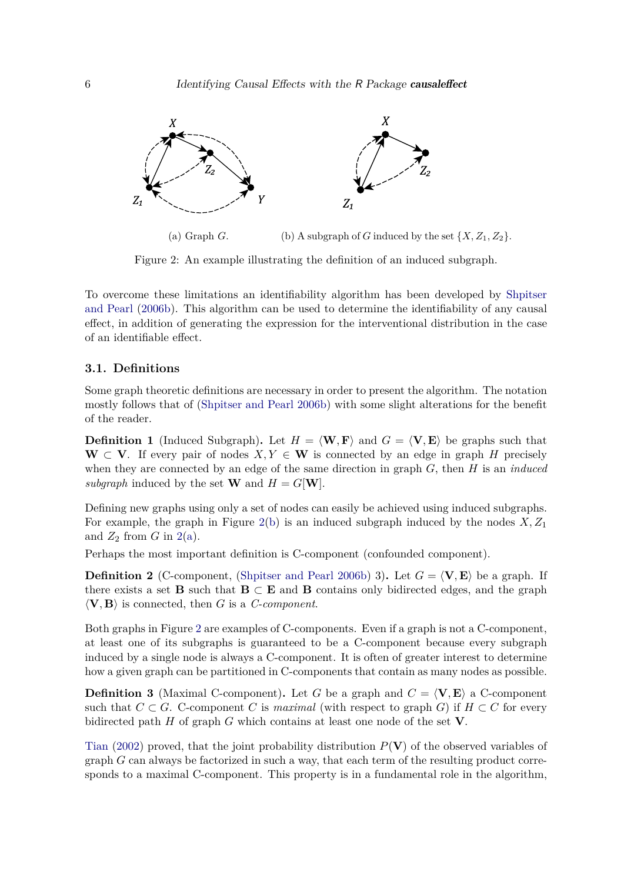(a) Graph $G$. (b) A subgraph of $G$ induced by the set $\{X, Z_1, Z_2\}$.

Figure 2: An example illustrating the definition of an induced subgraph.

To overcome these limitations an identifiability algorithm has been developed by Shpitser and Pearl (2006b). This algorithm can be used to determine the identifiability of any causal effect, in addition of generating the expression for the interventional distribution in the case of an identifiable effect.

### 3.1. Definitions

Some graph theoretic definitions are necessary in order to present the algorithm. The notation mostly follows that of (Shpitser and Pearl 2006b) with some slight alterations for the benefit of the reader.

**Definition 1** (Induced Subgraph)**.** Let $H = \langle \mathbf{W}, \mathbf{F} \rangle$ and $G = \langle \mathbf{V}, \mathbf{E} \rangle$ be graphs such that $\mathbf{W} \subset \mathbf{V}$. If every pair of nodes $X, Y \in \mathbf{W}$ is connected by an edge in graph $H$ precisely when they are connected by an edge of the same direction in graph $G$, then $H$ is an *induced subgraph* induced by the set $\mathbf{W}$ and $H = G[\mathbf{W}]$.

Defining new graphs using only a set of nodes can easily be achieved using induced subgraphs. For example, the graph in Figure 2(b) is an induced subgraph induced by the nodes $X, Z_1$ and $Z_2$ from $G$ in 2(a).

Perhaps the most important definition is C-component (confounded component).

**Definition 2** (C-component, (Shpitser and Pearl 2006b) 3)**.** Let $G = \langle \mathbf{V}, \mathbf{E} \rangle$ be a graph. If there exists a set $\mathbf{B}$ such that $\mathbf{B} \subset \mathbf{E}$ and $\mathbf{B}$ contains only bidirected edges, and the graph $\langle \mathbf{V}, \mathbf{B} \rangle$ is connected, then $G$ is a *C-component*.

Both graphs in Figure 2 are examples of C-components. Even if a graph is not a C-component, at least one of its subgraphs is guaranteed to be a C-component because every subgraph induced by a single node is always a C-component. It is often of greater interest to determine how a given graph can be partitioned in C-components that contain as many nodes as possible.

**Definition 3** (Maximal C-component)**.** Let $G$ be a graph and $C = \langle \mathbf{V}, \mathbf{E} \rangle$ a C-component such that $C \subset G$. C-component $C$ is *maximal* (with respect to graph $G$) if $H \subset C$ for every bidirected path $H$ of graph $G$ which contains at least one node of the set $\mathbf{V}$.

Tian (2002) proved, that the joint probability distribution $P(\mathbf{V})$ of the observed variables of graph $G$ can always be factorized in such a way, that each term of the resulting product corresponds to a maximal C-component. This property is in a fundamental role in the algorithm,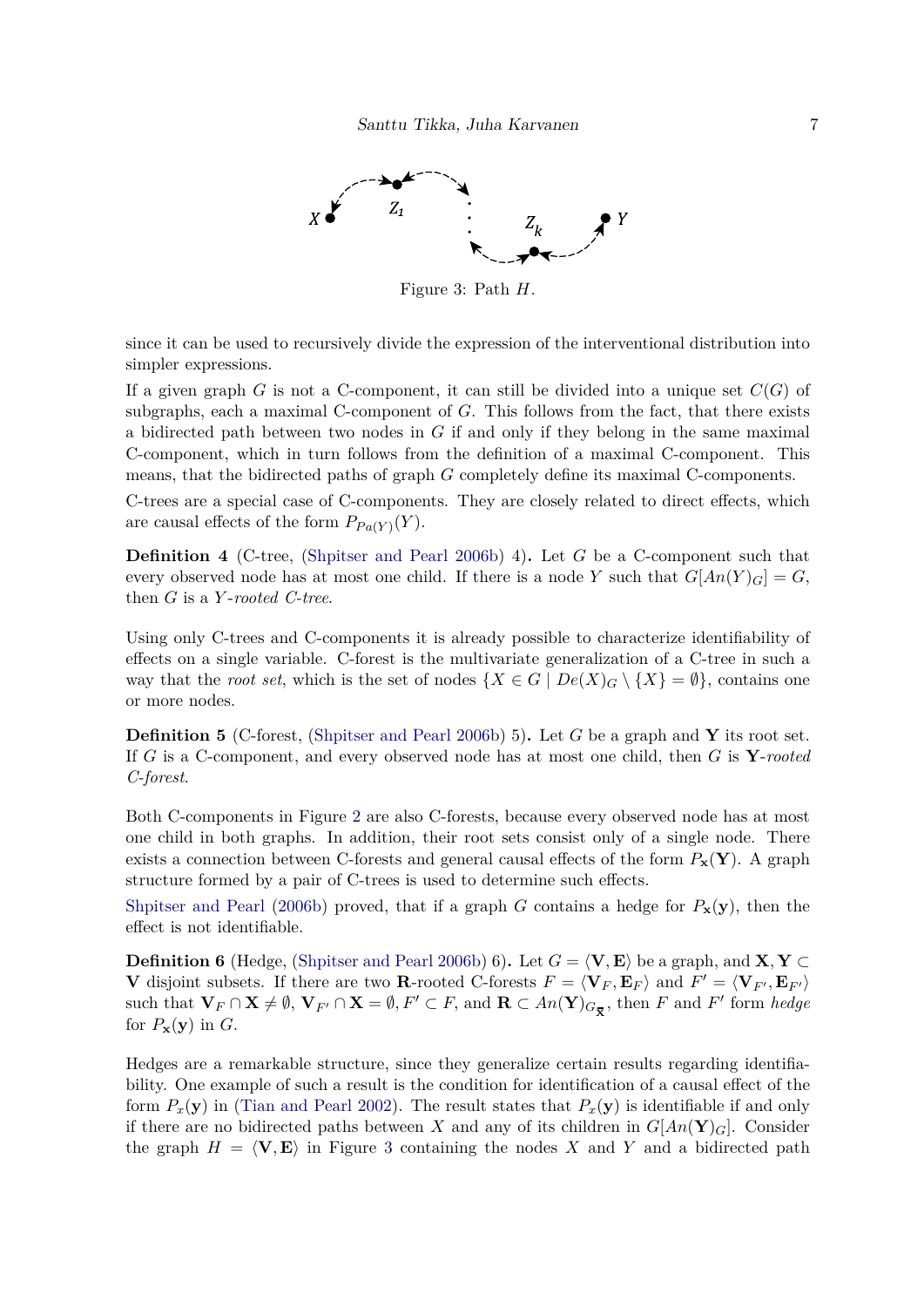Figure 3: Path $H$.

since it can be used to recursively divide the expression of the interventional distribution into simpler expressions.

If a given graph $G$ is not a C-component, it can still be divided into a unique set $C(G)$ of subgraphs, each a maximal C-component of $G$. This follows from the fact, that there exists a bidirected path between two nodes in $G$ if and only if they belong in the same maximal C-component, which in turn follows from the definition of a maximal C-component. This means, that the bidirected paths of graph $G$ completely define its maximal C-components.

C-trees are a special case of C-components. They are closely related to direct effects, which are causal effects of the form $P_{Pa(Y)}(Y)$.

**Definition 4** (C-tree, (Shpitser and Pearl 2006b) 4)**.** Let $G$ be a C-component such that every observed node has at most one child. If there is a node $Y$ such that $G[An(Y)_G] = G$, then $G$ is a *$Y$-rooted C-tree*.

Using only C-trees and C-components it is already possible to characterize identifiability of effects on a single variable. C-forest is the multivariate generalization of a C-tree in such a way that the *root set*, which is the set of nodes $\{X \in G \mid De(X)_G \setminus \{X\} = \emptyset\}$, contains one or more nodes.

**Definition 5** (C-forest, (Shpitser and Pearl 2006b) 5)**.** Let $G$ be a graph and $\mathbf{Y}$ its root set. If $G$ is a C-component, and every observed node has at most one child, then $G$ is *$\mathbf{Y}$-rooted C-forest*.

Both C-components in Figure 2 are also C-forests, because every observed node has at most one child in both graphs. In addition, their root sets consist only of a single node. There exists a connection between C-forests and general causal effects of the form $P_{\mathbf{x}}(\mathbf{Y})$. A graph structure formed by a pair of C-trees is used to determine such effects.

Shpitser and Pearl (2006b) proved, that if a graph $G$ contains a hedge for $P_{\mathbf{x}}(\mathbf{y})$, then the effect is not identifiable.

**Definition 6** (Hedge, (Shpitser and Pearl 2006b) 6)**.** Let $G = \langle \mathbf{V}, \mathbf{E} \rangle$ be a graph, and $\mathbf{X}, \mathbf{Y} \subset \mathbf{V}$ disjoint subsets. If there are two $\mathbf{R}$-rooted C-forests $F = \langle \mathbf{V}_F, \mathbf{E}_F \rangle$ and $F' = \langle \mathbf{V}_{F'}, \mathbf{E}_{F'} \rangle$ such that $\mathbf{V}_F \cap \mathbf{X} \neq \emptyset$, $\mathbf{V}_{F'} \cap \mathbf{X} = \emptyset$, $F' \subset F$, and $\mathbf{R} \subset An(\mathbf{Y})_{G_{\overline{\mathbf{X}}}}$, then $F$ and $F'$ form *hedge* for $P_{\mathbf{x}}(\mathbf{y})$ in $G$.

Hedges are a remarkable structure, since they generalize certain results regarding identifiability. One example of such a result is the condition for identification of a causal effect of the form $P_x(\mathbf{y})$ in (Tian and Pearl 2002). The result states that $P_x(\mathbf{y})$ is identifiable if and only if there are no bidirected paths between $X$ and any of its children in $G[An(\mathbf{Y})_G]$. Consider the graph $H = \langle \mathbf{V}, \mathbf{E} \rangle$ in Figure 3 containing the nodes $X$ and $Y$ and a bidirected path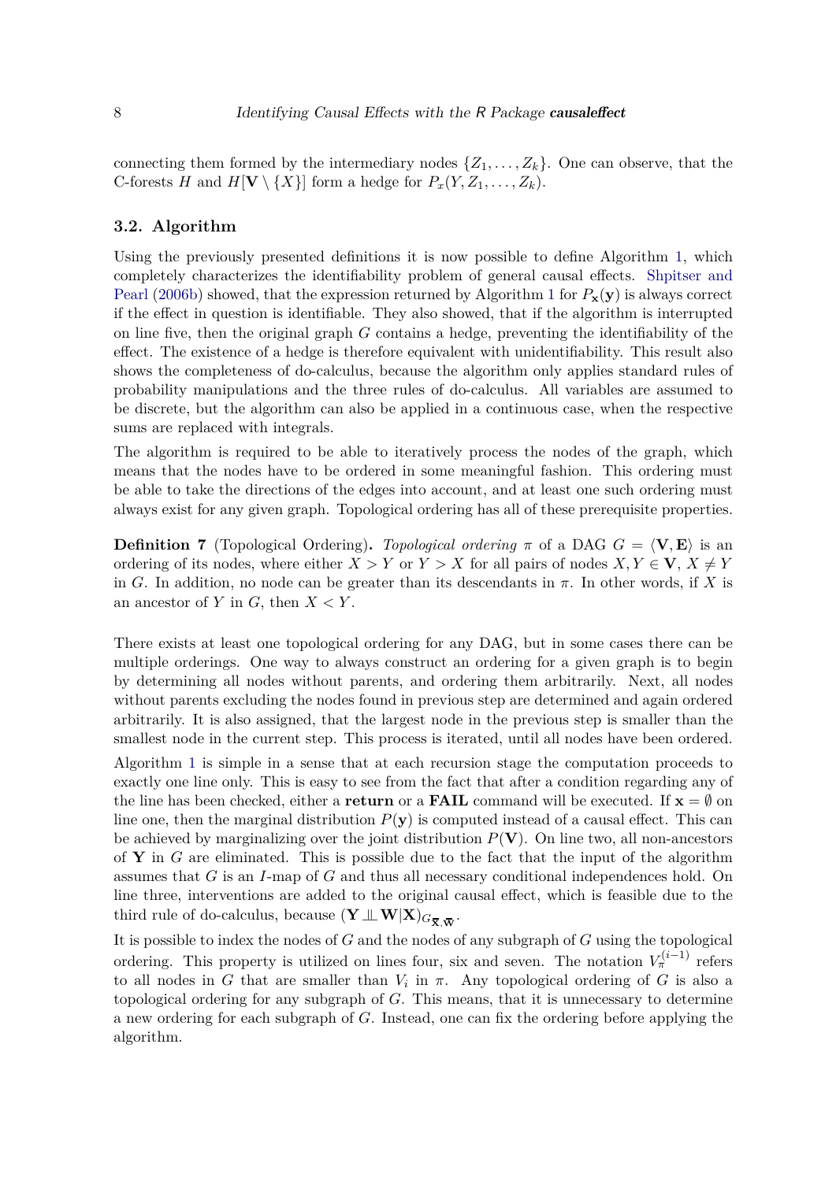connecting them formed by the intermediary nodes $\{Z_1, \ldots, Z_k\}$. One can observe, that the C-forests $H$ and $H[\mathbf{V} \setminus \{X\}]$ form a hedge for $P_x(Y, Z_1, \ldots, Z_k)$.

### 3.2. Algorithm

Using the previously presented definitions it is now possible to define Algorithm 1, which completely characterizes the identifiability problem of general causal effects. Shpitser and Pearl (2006b) showed, that the expression returned by Algorithm 1 for $P_{\mathbf{x}}(\mathbf{y})$ is always correct if the effect in question is identifiable. They also showed, that if the algorithm is interrupted on line five, then the original graph $G$ contains a hedge, preventing the identifiability of the effect. The existence of a hedge is therefore equivalent with unidentifiability. This result also shows the completeness of do-calculus, because the algorithm only applies standard rules of probability manipulations and the three rules of do-calculus. All variables are assumed to be discrete, but the algorithm can also be applied in a continuous case, when the respective sums are replaced with integrals.

The algorithm is required to be able to iteratively process the nodes of the graph, which means that the nodes have to be ordered in some meaningful fashion. This ordering must be able to take the directions of the edges into account, and at least one such ordering must always exist for any given graph. Topological ordering has all of these prerequisite properties.

**Definition 7** (Topological Ordering)**.** *Topological ordering* $\pi$ *of a DAG* $G = \langle \mathbf{V}, \mathbf{E} \rangle$ *is an ordering of its nodes, where either* $X > Y$ *or* $Y > X$ *for all pairs of nodes* $X, Y \in \mathbf{V}$, $X \neq Y$ *in* $G$*. In addition, no node can be greater than its descendants in* $\pi$*. In other words, if* $X$ *is an ancestor of* $Y$ *in* $G$*, then* $X < Y$*.*

There exists at least one topological ordering for any DAG, but in some cases there can be multiple orderings. One way to always construct an ordering for a given graph is to begin by determining all nodes without parents, and ordering them arbitrarily. Next, all nodes without parents excluding the nodes found in previous step are determined and again ordered arbitrarily. It is also assigned, that the largest node in the previous step is smaller than the smallest node in the current step. This process is iterated, until all nodes have been ordered.

Algorithm 1 is simple in a sense that at each recursion stage the computation proceeds to exactly one line only. This is easy to see from the fact that after a condition regarding any of the line has been checked, either a **return** or a **FAIL** command will be executed. If $\mathbf{x} = \emptyset$ on line one, then the marginal distribution $P(\mathbf{y})$ is computed instead of a causal effect. This can be achieved by marginalizing over the joint distribution $P(\mathbf{V})$. On line two, all non-ancestors of $\mathbf{Y}$ in $G$ are eliminated. This is possible due to the fact that the input of the algorithm assumes that $G$ is an $I$-map of $G$ and thus all necessary conditional independences hold. On line three, interventions are added to the original causal effect, which is feasible due to the third rule of do-calculus, because $(\mathbf{Y} \perp\!\!\!\perp \mathbf{W} | \mathbf{X})_{G_{\overline{\mathbf{X}}, \overline{\mathbf{W}}}}$.

It is possible to index the nodes of $G$ and the nodes of any subgraph of $G$ using the topological ordering. This property is utilized on lines four, six and seven. The notation $V_\pi^{(i-1)}$ refers to all nodes in $G$ that are smaller than $V_i$ in $\pi$. Any topological ordering of $G$ is also a topological ordering for any subgraph of $G$. This means, that it is unnecessary to determine a new ordering for each subgraph of $G$. Instead, one can fix the ordering before applying the algorithm.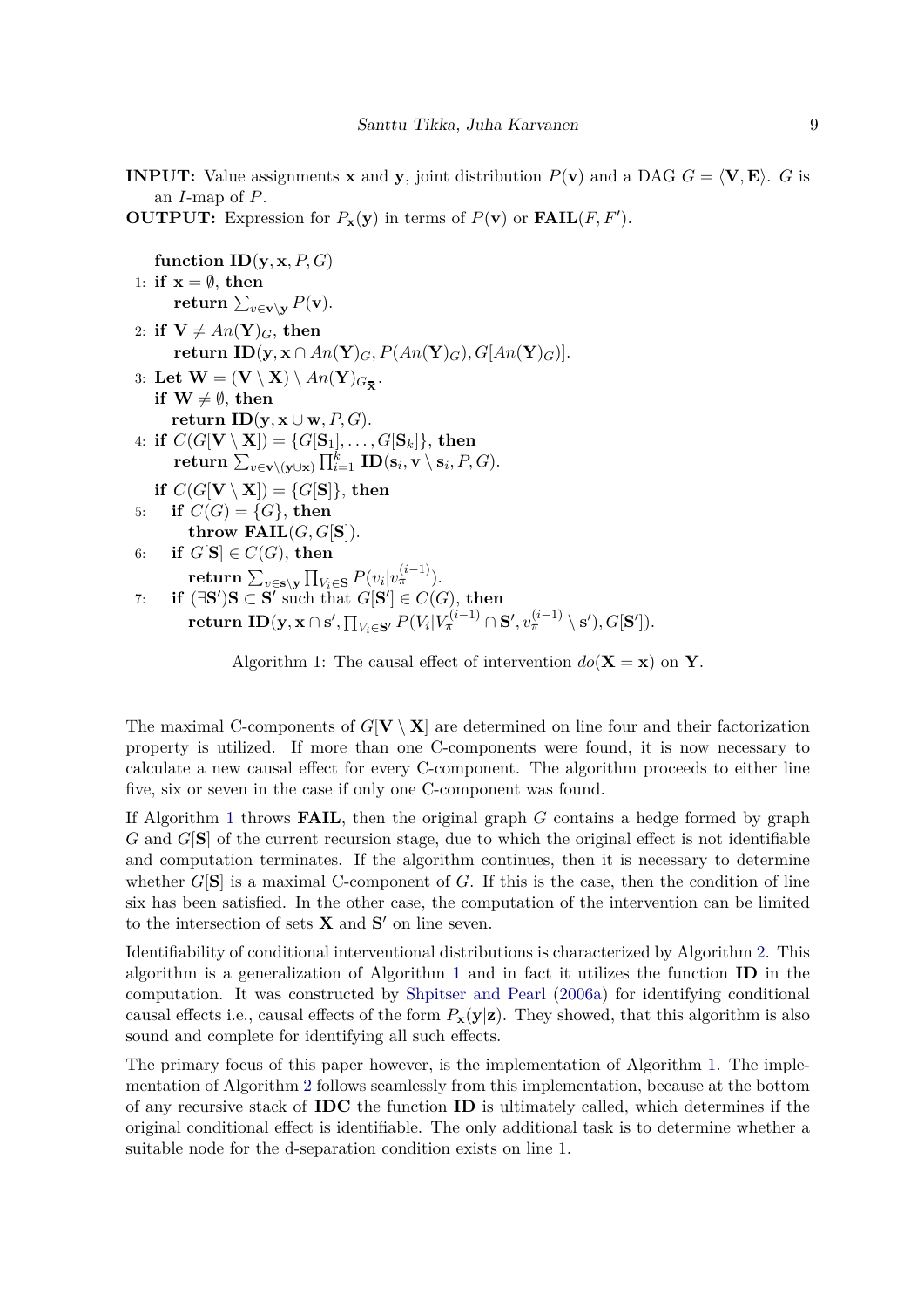**INPUT:** Value assignments $\mathbf{x}$ and $\mathbf{y}$, joint distribution $P(\mathbf{v})$ and a DAG $G = \langle \mathbf{V}, \mathbf{E} \rangle$. $G$ is an $I$-map of $P$.

**OUTPUT:** Expression for $P_{\mathbf{x}}(\mathbf{y})$ in terms of $P(\mathbf{v})$ or $\mathbf{FAIL}(F, F')$.

**function ID**$(\mathbf{y}, \mathbf{x}, P, G)$

1: **if** $\mathbf{x} = \emptyset$, **then**
   **return** $\sum_{v \in \mathbf{v} \setminus \mathbf{y}} P(\mathbf{v})$.

2: **if** $\mathbf{V} \neq An(\mathbf{Y})_G$, **then**
   **return ID**$(\mathbf{y}, \mathbf{x} \cap An(\mathbf{Y})_G, P(An(\mathbf{Y})_G), G[An(\mathbf{Y})_G])$.

3: **Let** $\mathbf{W} = (\mathbf{V} \setminus \mathbf{X}) \setminus An(\mathbf{Y})_{G_{\overline{\mathbf{X}}}}$.
   **if** $\mathbf{W} \neq \emptyset$, **then**
   **return ID**$(\mathbf{y}, \mathbf{x} \cup \mathbf{w}, P, G)$.

4: **if** $C(G[\mathbf{V} \setminus \mathbf{X}]) = \{G[\mathbf{S}_1], \ldots, G[\mathbf{S}_k]\}$, **then**
   **return** $\sum_{v \in \mathbf{v} \setminus (\mathbf{y} \cup \mathbf{x})} \prod_{i=1}^{k}$ **ID**$(\mathbf{s}_i, \mathbf{v} \setminus \mathbf{s}_i, P, G)$.

   **if** $C(G[\mathbf{V} \setminus \mathbf{X}]) = \{G[\mathbf{S}]\}$, **then**

5:   **if** $C(G) = \{G\}$, **then**
     **throw FAIL**$(G, G[\mathbf{S}])$.

6:   **if** $G[\mathbf{S}] \in C(G)$, **then**
     **return** $\sum_{v \in \mathbf{s} \setminus \mathbf{y}} \prod_{V_i \in \mathbf{S}} P(v_i | v_\pi^{(i-1)})$.

7:   **if** $(\exists \mathbf{S}')\mathbf{S} \subset \mathbf{S}'$ such that $G[\mathbf{S}'] \in C(G)$, **then**
     **return ID**$(\mathbf{y}, \mathbf{x} \cap \mathbf{s}', \prod_{V_i \in \mathbf{S}'} P(V_i | V_\pi^{(i-1)} \cap \mathbf{S}', v_\pi^{(i-1)} \setminus \mathbf{s}'), G[\mathbf{S}'])$.

Algorithm 1: The causal effect of intervention $do(\mathbf{X} = \mathbf{x})$ on $\mathbf{Y}$.

The maximal C-components of $G[\mathbf{V} \setminus \mathbf{X}]$ are determined on line four and their factorization property is utilized. If more than one C-components were found, it is now necessary to calculate a new causal effect for every C-component. The algorithm proceeds to either line five, six or seven in the case if only one C-component was found.

If Algorithm 1 throws **FAIL**, then the original graph $G$ contains a hedge formed by graph $G$ and $G[\mathbf{S}]$ of the current recursion stage, due to which the original effect is not identifiable and computation terminates. If the algorithm continues, then it is necessary to determine whether $G[\mathbf{S}]$ is a maximal C-component of $G$. If this is the case, then the condition of line six has been satisfied. In the other case, the computation of the intervention can be limited to the intersection of sets $\mathbf{X}$ and $\mathbf{S}'$ on line seven.

Identifiability of conditional interventional distributions is characterized by Algorithm 2. This algorithm is a generalization of Algorithm 1 and in fact it utilizes the function **ID** in the computation. It was constructed by Shpitser and Pearl (2006a) for identifying conditional causal effects i.e., causal effects of the form $P_{\mathbf{x}}(\mathbf{y}|\mathbf{z})$. They showed, that this algorithm is also sound and complete for identifying all such effects.

The primary focus of this paper however, is the implementation of Algorithm 1. The implementation of Algorithm 2 follows seamlessly from this implementation, because at the bottom of any recursive stack of **IDC** the function **ID** is ultimately called, which determines if the original conditional effect is identifiable. The only additional task is to determine whether a suitable node for the d-separation condition exists on line 1.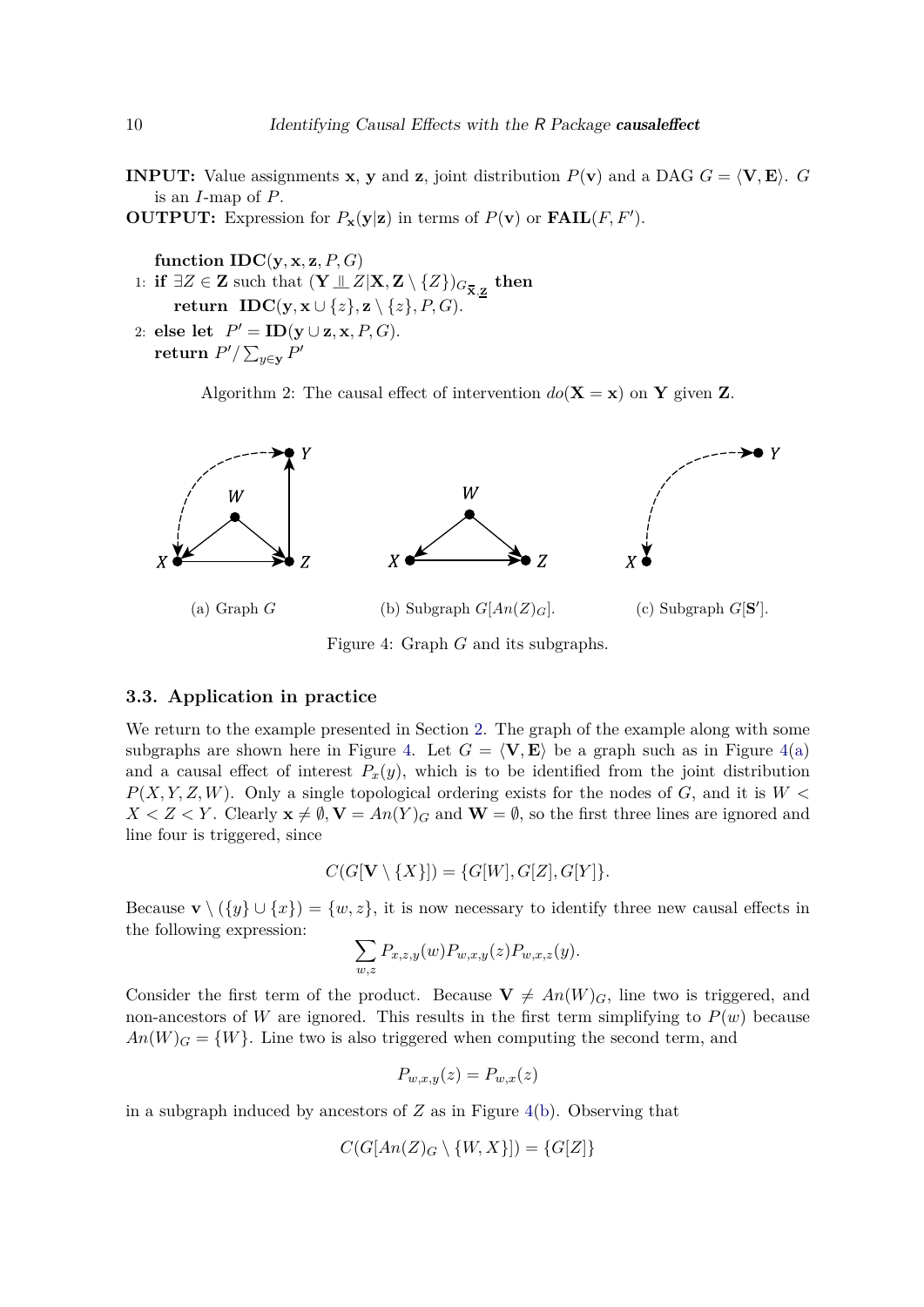**INPUT:** Value assignments $\mathbf{x}$, $\mathbf{y}$ and $\mathbf{z}$, joint distribution $P(\mathbf{v})$ and a DAG $G = \langle \mathbf{V}, \mathbf{E} \rangle$. $G$ is an $I$-map of $P$.

**OUTPUT:** Expression for $P_{\mathbf{x}}(\mathbf{y}|\mathbf{z})$ in terms of $P(\mathbf{v})$ or **FAIL**$(F, F')$.

**function IDC**$(\mathbf{y}, \mathbf{x}, \mathbf{z}, P, G)$

1: **if** $\exists Z \in \mathbf{Z}$ such that $(\mathbf{Y} \perp\!\!\!\perp Z | \mathbf{X}, \mathbf{Z} \setminus \{Z\})_{G_{\overline{\mathbf{X}}, \underline{\mathbf{Z}}}}$ **then**
   **return IDC**$(\mathbf{y}, \mathbf{x} \cup \{z\}, \mathbf{z} \setminus \{z\}, P, G)$.

2: **else let** $P' = $ **ID**$(\mathbf{y} \cup \mathbf{z}, \mathbf{x}, P, G)$.
   **return** $P' / \sum_{y \in \mathbf{y}} P'$

Algorithm 2: The causal effect of intervention $do(\mathbf{X} = \mathbf{x})$ on $\mathbf{Y}$ given $\mathbf{Z}$.

(a) Graph $G$ (b) Subgraph $G[An(Z)_G]$. (c) Subgraph $G[\mathbf{S}']$.

Figure 4: Graph $G$ and its subgraphs.

### 3.3. Application in practice

We return to the example presented in Section 2. The graph of the example along with some subgraphs are shown here in Figure 4. Let $G = \langle \mathbf{V}, \mathbf{E} \rangle$ be a graph such as in Figure 4(a) and a causal effect of interest $P_x(y)$, which is to be identified from the joint distribution $P(X, Y, Z, W)$. Only a single topological ordering exists for the nodes of $G$, and it is $W < X < Z < Y$. Clearly $\mathbf{x} \neq \emptyset, \mathbf{V} = An(Y)_G$ and $\mathbf{W} = \emptyset$, so the first three lines are ignored and line four is triggered, since

$$C(G[\mathbf{V} \setminus \{X\}]) = \{G[W], G[Z], G[Y]\}.$$

Because $\mathbf{v} \setminus (\{y\} \cup \{x\}) = \{w, z\}$, it is now necessary to identify three new causal effects in the following expression:

$$\sum_{w,z} P_{x,z,y}(w) P_{w,x,y}(z) P_{w,x,z}(y).$$

Consider the first term of the product. Because $\mathbf{V} \neq An(W)_G$, line two is triggered, and non-ancestors of $W$ are ignored. This results in the first term simplifying to $P(w)$ because $An(W)_G = \{W\}$. Line two is also triggered when computing the second term, and

$$P_{w,x,y}(z) = P_{w,x}(z)$$

in a subgraph induced by ancestors of $Z$ as in Figure 4(b). Observing that

$$C(G[An(Z)_G \setminus \{W, X\}]) = \{G[Z]\}$$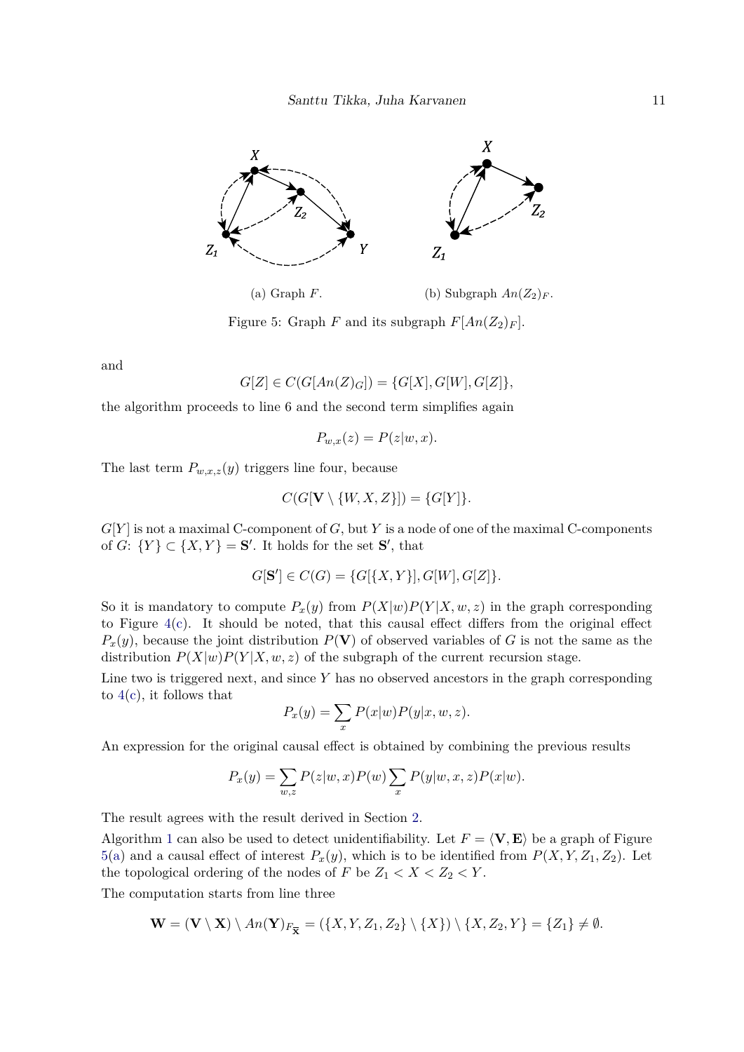(a) Graph $F$.

(b) Subgraph $An(Z_2)_F$.

Figure 5: Graph $F$ and its subgraph $F[An(Z_2)_F]$.

and

$$G[Z] \in C(G[An(Z)_G]) = \{G[X], G[W], G[Z]\},$$

the algorithm proceeds to line 6 and the second term simplifies again

$$P_{w,x}(z) = P(z|w, x).$$

The last term $P_{w,x,z}(y)$ triggers line four, because

$$C(G[\mathbf{V} \setminus \{W, X, Z\}]) = \{G[Y]\}.$$

$G[Y]$ is not a maximal C-component of $G$, but $Y$ is a node of one of the maximal C-components of $G$: $\{Y\} \subset \{X, Y\} = \mathbf{S}'$. It holds for the set $\mathbf{S}'$, that

$$G[\mathbf{S}'] \in C(G) = \{G[\{X, Y\}], G[W], G[Z]\}.$$

So it is mandatory to compute $P_x(y)$ from $P(X|w)P(Y|X, w, z)$ in the graph corresponding to Figure 4(c). It should be noted, that this causal effect differs from the original effect $P_x(y)$, because the joint distribution $P(\mathbf{V})$ of observed variables of $G$ is not the same as the distribution $P(X|w)P(Y|X, w, z)$ of the subgraph of the current recursion stage.

Line two is triggered next, and since $Y$ has no observed ancestors in the graph corresponding to 4(c), it follows that

$$P_x(y) = \sum_x P(x|w)P(y|x, w, z).$$

An expression for the original causal effect is obtained by combining the previous results

$$P_x(y) = \sum_{w,z} P(z|w, x)P(w) \sum_x P(y|w, x, z)P(x|w).$$

The result agrees with the result derived in Section 2.

Algorithm 1 can also be used to detect unidentifiability. Let $F = \langle \mathbf{V}, \mathbf{E} \rangle$ be a graph of Figure 5(a) and a causal effect of interest $P_x(y)$, which is to be identified from $P(X, Y, Z_1, Z_2)$. Let the topological ordering of the nodes of $F$ be $Z_1 < X < Z_2 < Y$.

The computation starts from line three

$$\mathbf{W} = (\mathbf{V} \setminus \mathbf{X}) \setminus An(\mathbf{Y})_{F_{\overline{\mathbf{X}}}} = (\{X, Y, Z_1, Z_2\} \setminus \{X\}) \setminus \{X, Z_2, Y\} = \{Z_1\} \neq \emptyset.$$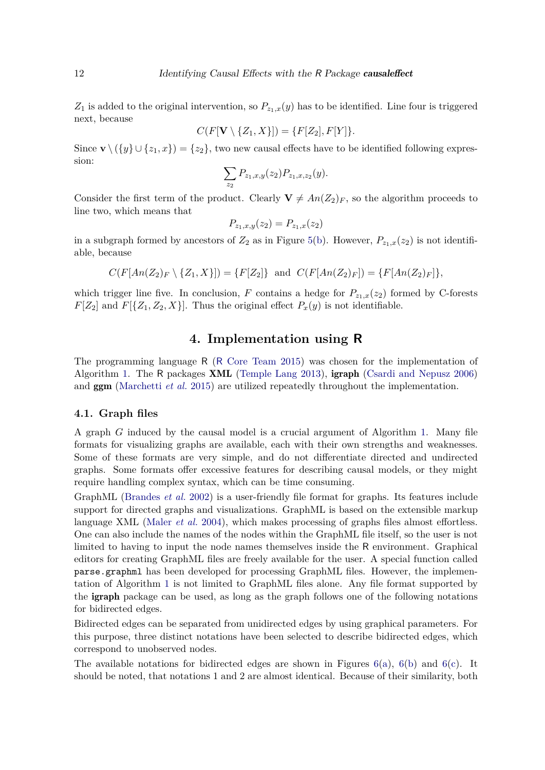$Z_1$ is added to the original intervention, so $P_{z_1,x}(y)$ has to be identified. Line four is triggered next, because

$$C(F[\mathbf{V} \setminus \{Z_1, X\}]) = \{F[Z_2], F[Y]\}.$$

Since $\mathbf{v} \setminus (\{y\} \cup \{z_1, x\}) = \{z_2\}$, two new causal effects have to be identified following expression:

$$\sum_{z_2} P_{z_1,x,y}(z_2) P_{z_1,x,z_2}(y).$$

Consider the first term of the product. Clearly $\mathbf{V} \neq An(Z_2)_F$, so the algorithm proceeds to line two, which means that

$$P_{z_1,x,y}(z_2) = P_{z_1,x}(z_2)$$

in a subgraph formed by ancestors of $Z_2$ as in Figure 5(b). However, $P_{z_1,x}(z_2)$ is not identifiable, because

$$C(F[An(Z_2)_F \setminus \{Z_1, X\}]) = \{F[Z_2]\} \text{ and } C(F[An(Z_2)_F]) = \{F[An(Z_2)_F]\},$$

which trigger line five. In conclusion, $F$ contains a hedge for $P_{z_1,x}(z_2)$ formed by C-forests $F[Z_2]$ and $F[\{Z_1, Z_2, X\}]$. Thus the original effect $P_x(y)$ is not identifiable.

# 4. Implementation using R

The programming language R (R Core Team 2015) was chosen for the implementation of Algorithm 1. The R packages **XML** (Temple Lang 2013), **igraph** (Csardi and Nepusz 2006) and **ggm** (Marchetti *et al.* 2015) are utilized repeatedly throughout the implementation.

## 4.1. Graph files

A graph $G$ induced by the causal model is a crucial argument of Algorithm 1. Many file formats for visualizing graphs are available, each with their own strengths and weaknesses. Some of these formats are very simple, and do not differentiate directed and undirected graphs. Some formats offer excessive features for describing causal models, or they might require handling complex syntax, which can be time consuming.

GraphML (Brandes *et al.* 2002) is a user-friendly file format for graphs. Its features include support for directed graphs and visualizations. GraphML is based on the extensible markup language XML (Maler *et al.* 2004), which makes processing of graphs files almost effortless. One can also include the names of the nodes within the GraphML file itself, so the user is not limited to having to input the node names themselves inside the R environment. Graphical editors for creating GraphML files are freely available for the user. A special function called `parse.graphml` has been developed for processing GraphML files. However, the implementation of Algorithm 1 is not limited to GraphML files alone. Any file format supported by the **igraph** package can be used, as long as the graph follows one of the following notations for bidirected edges.

Bidirected edges can be separated from unidirected edges by using graphical parameters. For this purpose, three distinct notations have been selected to describe bidirected edges, which correspond to unobserved nodes.

The available notations for bidirected edges are shown in Figures 6(a), 6(b) and 6(c). It should be noted, that notations 1 and 2 are almost identical. Because of their similarity, both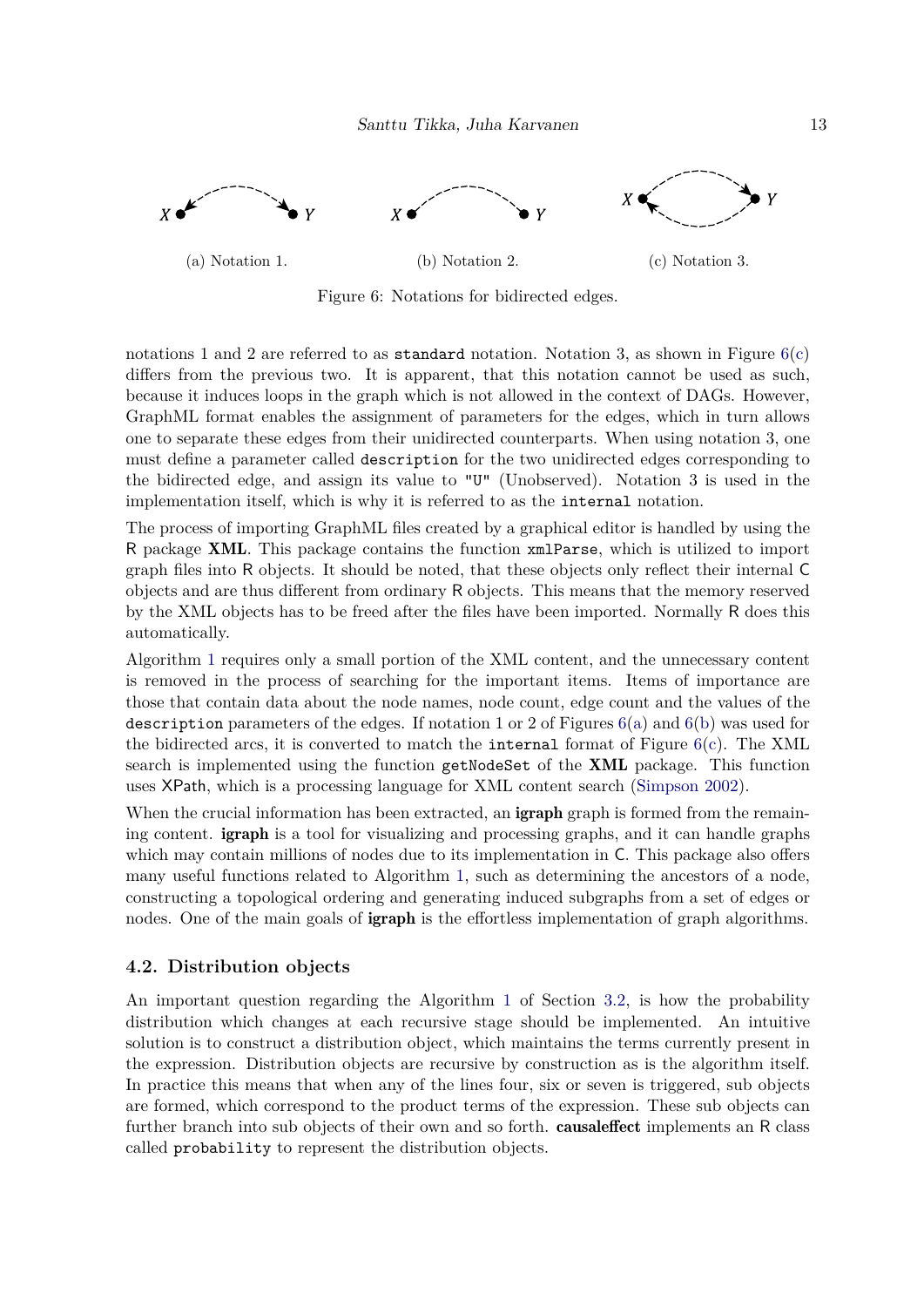(a) Notation 1.

(b) Notation 2.

(c) Notation 3.

Figure 6: Notations for bidirected edges.

notations 1 and 2 are referred to as `standard` notation. Notation 3, as shown in Figure 6(c) differs from the previous two. It is apparent, that this notation cannot be used as such, because it induces loops in the graph which is not allowed in the context of DAGs. However, GraphML format enables the assignment of parameters for the edges, which in turn allows one to separate these edges from their unidirected counterparts. When using notation 3, one must define a parameter called `description` for the two unidirected edges corresponding to the bidirected edge, and assign its value to `"U"` (Unobserved). Notation 3 is used in the implementation itself, which is why it is referred to as the `internal` notation.

The process of importing GraphML files created by a graphical editor is handled by using the R package **XML**. This package contains the function `xmlParse`, which is utilized to import graph files into R objects. It should be noted, that these objects only reflect their internal C objects and are thus different from ordinary R objects. This means that the memory reserved by the XML objects has to be freed after the files have been imported. Normally R does this automatically.

Algorithm 1 requires only a small portion of the XML content, and the unnecessary content is removed in the process of searching for the important items. Items of importance are those that contain data about the node names, node count, edge count and the values of the `description` parameters of the edges. If notation 1 or 2 of Figures 6(a) and 6(b) was used for the bidirected arcs, it is converted to match the `internal` format of Figure 6(c). The XML search is implemented using the function `getNodeSet` of the **XML** package. This function uses XPath, which is a processing language for XML content search (Simpson 2002).

When the crucial information has been extracted, an **igraph** graph is formed from the remaining content. **igraph** is a tool for visualizing and processing graphs, and it can handle graphs which may contain millions of nodes due to its implementation in C. This package also offers many useful functions related to Algorithm 1, such as determining the ancestors of a node, constructing a topological ordering and generating induced subgraphs from a set of edges or nodes. One of the main goals of **igraph** is the effortless implementation of graph algorithms.

### 4.2. Distribution objects

An important question regarding the Algorithm 1 of Section 3.2, is how the probability distribution which changes at each recursive stage should be implemented. An intuitive solution is to construct a distribution object, which maintains the terms currently present in the expression. Distribution objects are recursive by construction as is the algorithm itself. In practice this means that when any of the lines four, six or seven is triggered, sub objects are formed, which correspond to the product terms of the expression. These sub objects can further branch into sub objects of their own and so forth. **causaleffect** implements an R class called `probability` to represent the distribution objects.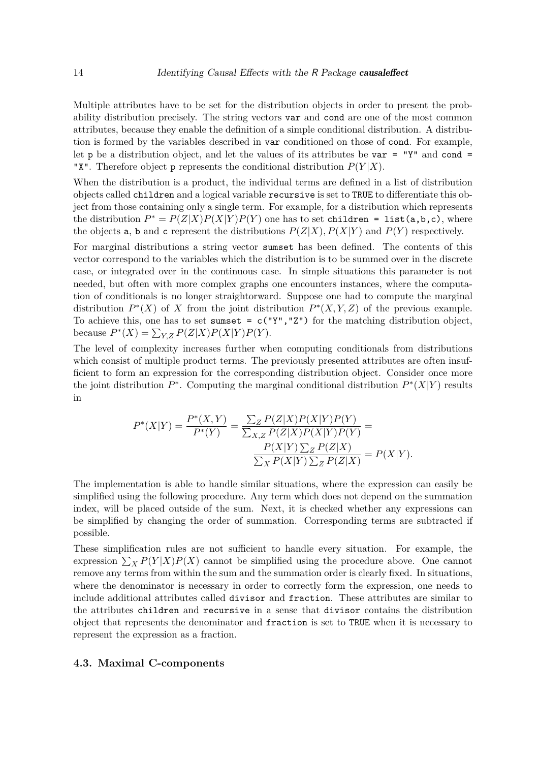Multiple attributes have to be set for the distribution objects in order to present the probability distribution precisely. The string vectors `var` and `cond` are one of the most common attributes, because they enable the definition of a simple conditional distribution. A distribution is formed by the variables described in `var` conditioned on those of `cond`. For example, let `p` be a distribution object, and let the values of its attributes be `var = "Y"` and `cond = "X"`. Therefore object `p` represents the conditional distribution $P(Y|X)$.

When the distribution is a product, the individual terms are defined in a list of distribution objects called `children` and a logical variable `recursive` is set to `TRUE` to differentiate this object from those containing only a single term. For example, for a distribution which represents the distribution $P^* = P(Z|X)P(X|Y)P(Y)$ one has to set `children = list(a,b,c)`, where the objects `a`, `b` and `c` represent the distributions $P(Z|X), P(X|Y)$ and $P(Y)$ respectively.

For marginal distributions a string vector `sumset` has been defined. The contents of this vector correspond to the variables which the distribution is to be summed over in the discrete case, or integrated over in the continuous case. In simple situations this parameter is not needed, but often with more complex graphs one encounters instances, where the computation of conditionals is no longer straightforward. Suppose one had to compute the marginal distribution $P^*(X)$ of $X$ from the joint distribution $P^*(X,Y,Z)$ of the previous example. To achieve this, one has to set `sumset = c("Y","Z")` for the matching distribution object, because $P^*(X) = \sum_{Y,Z} P(Z|X)P(X|Y)P(Y)$.

The level of complexity increases further when computing conditionals from distributions which consist of multiple product terms. The previously presented attributes are often insufficient to form an expression for the corresponding distribution object. Consider once more the joint distribution $P^*$. Computing the marginal conditional distribution $P^*(X|Y)$ results in

$$P^*(X|Y) = \frac{P^*(X,Y)}{P^*(Y)} = \frac{\sum_Z P(Z|X)P(X|Y)P(Y)}{\sum_{X,Z} P(Z|X)P(X|Y)P(Y)} = \frac{P(X|Y)\sum_Z P(Z|X)}{\sum_X P(X|Y)\sum_Z P(Z|X)} = P(X|Y).$$

The implementation is able to handle similar situations, where the expression can easily be simplified using the following procedure. Any term which does not depend on the summation index, will be placed outside of the sum. Next, it is checked whether any expressions can be simplified by changing the order of summation. Corresponding terms are subtracted if possible.

These simplification rules are not sufficient to handle every situation. For example, the expression $\sum_X P(Y|X)P(X)$ cannot be simplified using the procedure above. One cannot remove any terms from within the sum and the summation order is clearly fixed. In situations, where the denominator is necessary in order to correctly form the expression, one needs to include additional attributes called `divisor` and `fraction`. These attributes are similar to the attributes `children` and `recursive` in a sense that `divisor` contains the distribution object that represents the denominator and `fraction` is set to `TRUE` when it is necessary to represent the expression as a fraction.

### 4.3. Maximal C-components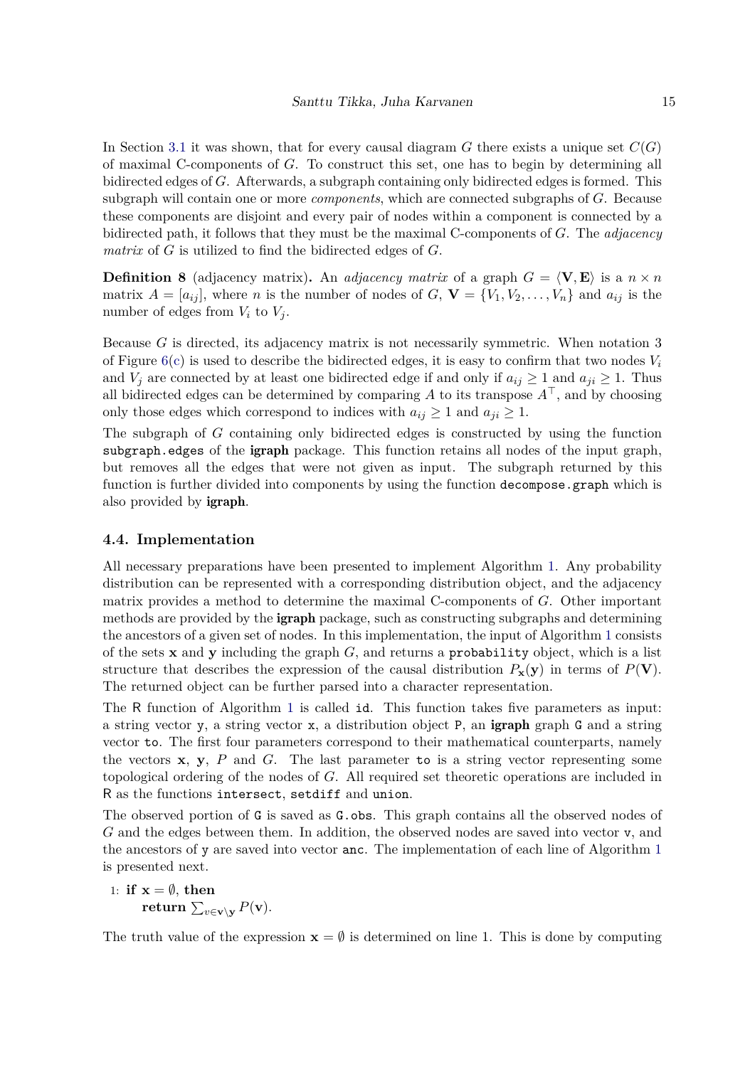In Section 3.1 it was shown, that for every causal diagram $G$ there exists a unique set $C(G)$ of maximal C-components of $G$. To construct this set, one has to begin by determining all bidirected edges of $G$. Afterwards, a subgraph containing only bidirected edges is formed. This subgraph will contain one or more *components*, which are connected subgraphs of $G$. Because these components are disjoint and every pair of nodes within a component is connected by a bidirected path, it follows that they must be the maximal C-components of $G$. The *adjacency matrix* of $G$ is utilized to find the bidirected edges of $G$.

**Definition 8** (adjacency matrix)**.** An *adjacency matrix* of a graph $G = \langle \mathbf{V}, \mathbf{E} \rangle$ is a $n \times n$ matrix $A = [a_{ij}]$, where $n$ is the number of nodes of $G$, $\mathbf{V} = \{V_1, V_2, \ldots, V_n\}$ and $a_{ij}$ is the number of edges from $V_i$ to $V_j$.

Because $G$ is directed, its adjacency matrix is not necessarily symmetric. When notation 3 of Figure 6(c) is used to describe the bidirected edges, it is easy to confirm that two nodes $V_i$ and $V_j$ are connected by at least one bidirected edge if and only if $a_{ij} \geq 1$ and $a_{ji} \geq 1$. Thus all bidirected edges can be determined by comparing $A$ to its transpose $A^\top$, and by choosing only those edges which correspond to indices with $a_{ij} \geq 1$ and $a_{ji} \geq 1$.

The subgraph of $G$ containing only bidirected edges is constructed by using the function `subgraph.edges` of the **igraph** package. This function retains all nodes of the input graph, but removes all the edges that were not given as input. The subgraph returned by this function is further divided into components by using the function `decompose.graph` which is also provided by **igraph**.

### 4.4. Implementation

All necessary preparations have been presented to implement Algorithm 1. Any probability distribution can be represented with a corresponding distribution object, and the adjacency matrix provides a method to determine the maximal C-components of $G$. Other important methods are provided by the **igraph** package, such as constructing subgraphs and determining the ancestors of a given set of nodes. In this implementation, the input of Algorithm 1 consists of the sets $\mathbf{x}$ and $\mathbf{y}$ including the graph $G$, and returns a `probability` object, which is a list structure that describes the expression of the causal distribution $P_{\mathbf{x}}(\mathbf{y})$ in terms of $P(\mathbf{V})$. The returned object can be further parsed into a character representation.

The R function of Algorithm 1 is called `id`. This function takes five parameters as input: a string vector `y`, a string vector `x`, a distribution object `P`, an **igraph** graph `G` and a string vector `to`. The first four parameters correspond to their mathematical counterparts, namely the vectors $\mathbf{x}$, $\mathbf{y}$, $P$ and $G$. The last parameter `to` is a string vector representing some topological ordering of the nodes of $G$. All required set theoretic operations are included in R as the functions `intersect`, `setdiff` and `union`.

The observed portion of `G` is saved as `G.obs`. This graph contains all the observed nodes of $G$ and the edges between them. In addition, the observed nodes are saved into vector `v`, and the ancestors of `y` are saved into vector `anc`. The implementation of each line of Algorithm 1 is presented next.

1: **if** $\mathbf{x} = \emptyset$, **then**
  **return** $\sum_{v \in \mathbf{v} \setminus \mathbf{y}} P(\mathbf{v})$.

The truth value of the expression $\mathbf{x} = \emptyset$ is determined on line 1. This is done by computing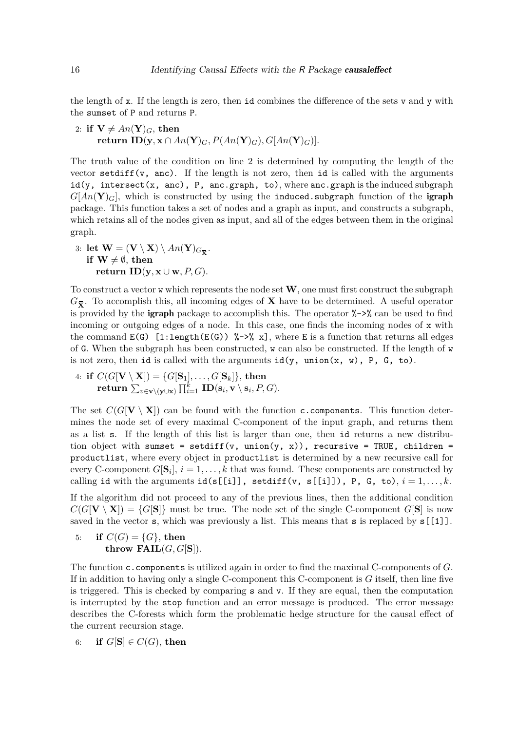the length of `x`. If the length is zero, then `id` combines the difference of the sets `v` and `y` with the `sumset` of `P` and returns `P`.

2: **if** $\mathbf{V} \neq An(\mathbf{Y})_G$, **then**
  **return** $\mathbf{ID}(\mathbf{y}, \mathbf{x} \cap An(\mathbf{Y})_G, P(An(\mathbf{Y})_G), G[An(\mathbf{Y})_G]$.

The truth value of the condition on line 2 is determined by computing the length of the vector `setdiff(v, anc)`. If the length is not zero, then `id` is called with the arguments `id(y, intersect(x, anc), P, anc.graph, to)`, where `anc.graph` is the induced subgraph $G[An(\mathbf{Y})_G]$, which is constructed by using the `induced.subgraph` function of the **igraph** package. This function takes a set of nodes and a graph as input, and constructs a subgraph, which retains all of the nodes given as input, and all of the edges between them in the original graph.

3: **let** $\mathbf{W} = (\mathbf{V} \setminus \mathbf{X}) \setminus An(\mathbf{Y})_{G_{\overline{\mathbf{X}}}}$.
  **if** $\mathbf{W} \neq \emptyset$, **then**
    **return** $\mathbf{ID}(\mathbf{y}, \mathbf{x} \cup \mathbf{w}, P, G)$.

To construct a vector `w` which represents the node set $\mathbf{W}$, one must first construct the subgraph $G_{\overline{\mathbf{X}}}$. To accomplish this, all incoming edges of $\mathbf{X}$ have to be determined. A useful operator is provided by the **igraph** package to accomplish this. The operator `%->%` can be used to find incoming or outgoing edges of a node. In this case, one finds the incoming nodes of `x` with the command `E(G) [1:length(E(G)) %->% x]`, where `E` is a function that returns all edges of `G`. When the subgraph has been constructed, `w` can also be constructed. If the length of `w` is not zero, then `id` is called with the arguments `id(y, union(x, w), P, G, to)`.

4: **if** $C(G[\mathbf{V} \setminus \mathbf{X}]) = \{G[\mathbf{S}_1], \ldots, G[\mathbf{S}_k]\}$, **then**
  **return** $\sum_{v \in \mathbf{v} \setminus (\mathbf{y} \cup \mathbf{x})} \prod_{i=1}^{k} \mathbf{ID}(\mathbf{s}_i, \mathbf{v} \setminus \mathbf{s}_i, P, G)$.

The set $C(G[\mathbf{V} \setminus \mathbf{X}])$ can be found with the function `c.components`. This function determines the node set of every maximal C-component of the input graph, and returns them as a list `s`. If the length of this list is larger than one, then `id` returns a new distribution object with `sumset = setdiff(v, union(y, x)), recursive = TRUE, children = productlist`, where every object in `productlist` is determined by a new recursive call for every C-component $G[\mathbf{S}_i]$, $i = 1, \ldots, k$ that was found. These components are constructed by calling `id` with the arguments `id(s[[i]], setdiff(v, s[[i]]), P, G, to)`, $i = 1, \ldots, k$.

If the algorithm did not proceed to any of the previous lines, then the additional condition $C(G[\mathbf{V} \setminus \mathbf{X}]) = \{G[\mathbf{S}]\}$ must be true. The node set of the single C-component $G[\mathbf{S}]$ is now saved in the vector `s`, which was previously a list. This means that `s` is replaced by `s[[1]]`.

5:   **if** $C(G) = \{G\}$, **then**
    **throw** $\mathbf{FAIL}(G, G[\mathbf{S}])$.

The function `c.components` is utilized again in order to find the maximal C-components of $G$. If in addition to having only a single C-component this C-component is $G$ itself, then line five is triggered. This is checked by comparing `s` and `v`. If they are equal, then the computation is interrupted by the `stop` function and an error message is produced. The error message describes the C-forests which form the problematic hedge structure for the causal effect of the current recursion stage.

6:   **if** $G[\mathbf{S}] \in C(G)$, **then**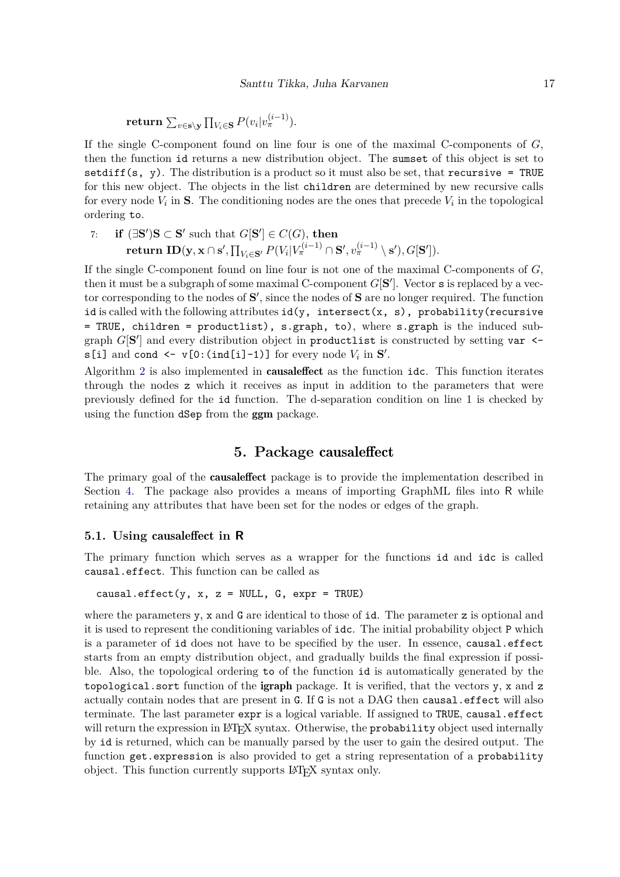**return** $\sum_{v \in \mathbf{s} \setminus \mathbf{y}} \prod_{V_i \in \mathbf{S}} P(v_i | v_\pi^{(i-1)})$.

If the single C-component found on line four is one of the maximal C-components of $G$, then the function `id` returns a new distribution object. The `sumset` of this object is set to `setdiff(s, y)`. The distribution is a product so it must also be set, that `recursive = TRUE` for this new object. The objects in the list `children` are determined by new recursive calls for every node $V_i$ in $\mathbf{S}$. The conditioning nodes are the ones that precede $V_i$ in the topological ordering `to`.

7: **if** $(\exists \mathbf{S}')\mathbf{S} \subset \mathbf{S}'$ such that $G[\mathbf{S}'] \in C(G)$, **then**
**return ID**$(\mathbf{y}, \mathbf{x} \cap \mathbf{s}', \prod_{V_i \in \mathbf{S}'} P(V_i | V_\pi^{(i-1)} \cap \mathbf{S}', v_\pi^{(i-1)} \setminus \mathbf{s}'), G[\mathbf{S}'])$.

If the single C-component found on line four is not one of the maximal C-components of $G$, then it must be a subgraph of some maximal C-component $G[\mathbf{S}']$. Vector `s` is replaced by a vector corresponding to the nodes of $\mathbf{S}'$, since the nodes of $\mathbf{S}$ are no longer required. The function `id` is called with the following attributes `id(y, intersect(x, s), probability(recursive = TRUE, children = productlist), s.graph, to)`, where `s.graph` is the induced subgraph $G[\mathbf{S}']$ and every distribution object in `productlist` is constructed by setting `var <- s[i]` and `cond <- v[0:(ind[i]-1)]` for every node $V_i$ in $\mathbf{S}'$.

Algorithm 2 is also implemented in **causaleffect** as the function `idc`. This function iterates through the nodes `z` which it receives as input in addition to the parameters that were previously defined for the `id` function. The d-separation condition on line 1 is checked by using the function `dSep` from the **ggm** package.

## 5. Package causaleffect

The primary goal of the **causaleffect** package is to provide the implementation described in Section 4. The package also provides a means of importing GraphML files into R while retaining any attributes that have been set for the nodes or edges of the graph.

### 5.1. Using causaleffect in R

The primary function which serves as a wrapper for the functions `id` and `idc` is called `causal.effect`. This function can be called as

```
causal.effect(y, x, z = NULL, G, expr = TRUE)
```

where the parameters `y`, `x` and `G` are identical to those of `id`. The parameter `z` is optional and it is used to represent the conditioning variables of `idc`. The initial probability object `P` which is a parameter of `id` does not have to be specified by the user. In essence, `causal.effect` starts from an empty distribution object, and gradually builds the final expression if possible. Also, the topological ordering `to` of the function `id` is automatically generated by the `topological.sort` function of the **igraph** package. It is verified, that the vectors `y`, `x` and `z` actually contain nodes that are present in `G`. If `G` is not a DAG then `causal.effect` will also terminate. The last parameter `expr` is a logical variable. If assigned to `TRUE`, `causal.effect` will return the expression in LaTeX syntax. Otherwise, the `probability` object used internally by `id` is returned, which can be manually parsed by the user to gain the desired output. The function `get.expression` is also provided to get a string representation of a `probability` object. This function currently supports LaTeX syntax only.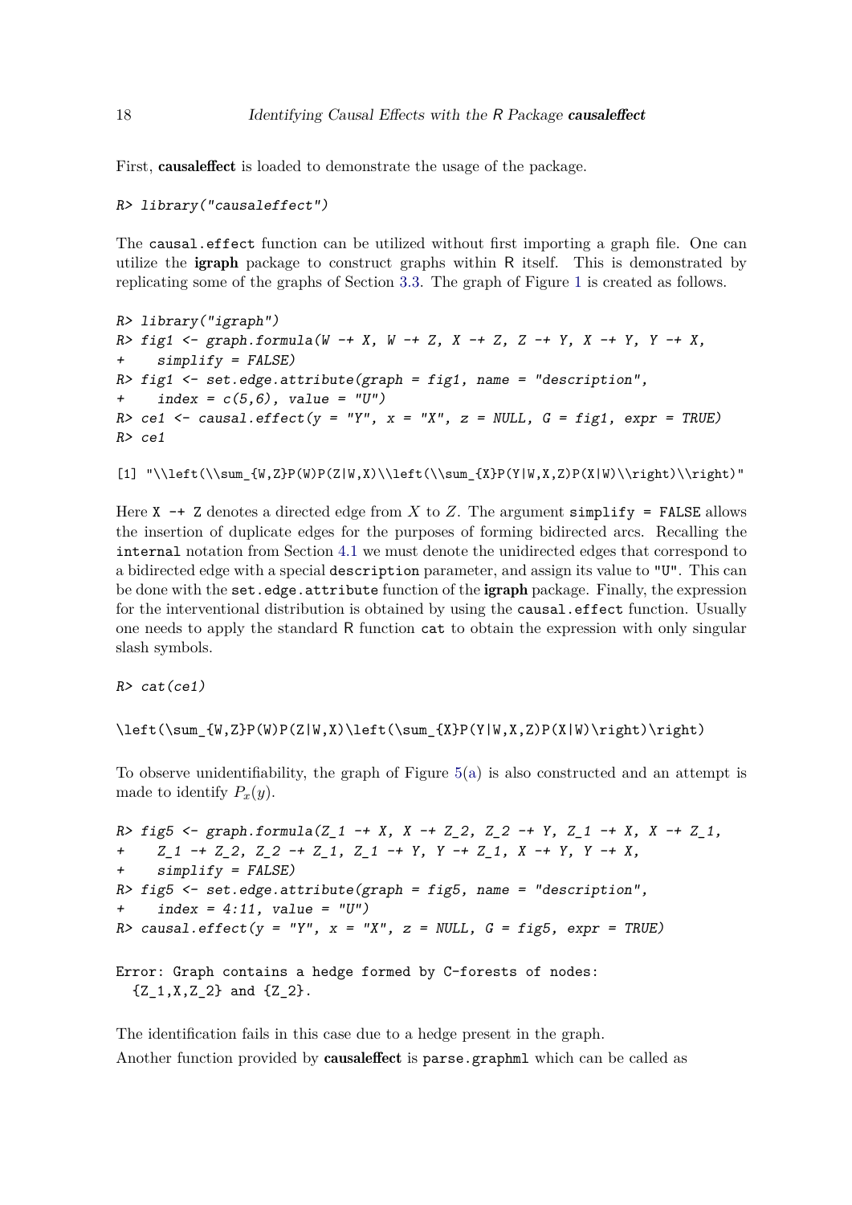First, **causaleffect** is loaded to demonstrate the usage of the package.

```
R> library("causaleffect")
```

The causal.effect function can be utilized without first importing a graph file. One can utilize the **igraph** package to construct graphs within R itself. This is demonstrated by replicating some of the graphs of Section 3.3. The graph of Figure 1 is created as follows.

```
R> library("igraph")
R> fig1 <- graph.formula(W -+ X, W -+ Z, X -+ Z, Z -+ Y, X -+ Y, Y -+ X,
+    simplify = FALSE)
R> fig1 <- set.edge.attribute(graph = fig1, name = "description",
+    index = c(5,6), value = "U")
R> ce1 <- causal.effect(y = "Y", x = "X", z = NULL, G = fig1, expr = TRUE)
R> ce1
```

```
[1] "\\left(\\sum_{W,Z}P(W)P(Z|W,X)\\left(\\sum_{X}P(Y|W,X,Z)P(X|W)\\right)\\right)"
```

Here `X -+ Z` denotes a directed edge from $X$ to $Z$. The argument `simplify = FALSE` allows the insertion of duplicate edges for the purposes of forming bidirected arcs. Recalling the `internal` notation from Section 4.1 we must denote the unidirected edges that correspond to a bidirected edge with a special `description` parameter, and assign its value to `"U"`. This can be done with the `set.edge.attribute` function of the **igraph** package. Finally, the expression for the interventional distribution is obtained by using the `causal.effect` function. Usually one needs to apply the standard R function `cat` to obtain the expression with only singular slash symbols.

```
R> cat(ce1)
```

```
\left(\sum_{W,Z}P(W)P(Z|W,X)\left(\sum_{X}P(Y|W,X,Z)P(X|W)\right)\right)
```

To observe unidentifiability, the graph of Figure 5(a) is also constructed and an attempt is made to identify $P_x(y)$.

```
R> fig5 <- graph.formula(Z_1 -+ X, X -+ Z_2, Z_2 -+ Y, Z_1 -+ X, X -+ Z_1,
+    Z_1 -+ Z_2, Z_2 -+ Z_1, Z_1 -+ Y, Y -+ Z_1, X -+ Y, Y -+ X,
+    simplify = FALSE)
R> fig5 <- set.edge.attribute(graph = fig5, name = "description",
+    index = 4:11, value = "U")
R> causal.effect(y = "Y", x = "X", z = NULL, G = fig5, expr = TRUE)
```

```
Error: Graph contains a hedge formed by C-forests of nodes:
  {Z_1,X,Z_2} and {Z_2}.
```

The identification fails in this case due to a hedge present in the graph.

Another function provided by **causaleffect** is `parse.graphml` which can be called as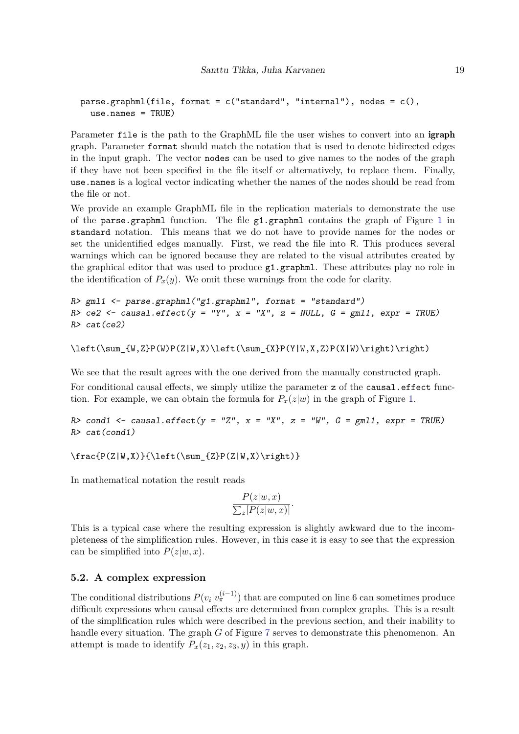```
parse.graphml(file, format = c("standard", "internal"), nodes = c(),
  use.names = TRUE)
```

Parameter `file` is the path to the GraphML file the user wishes to convert into an **igraph** graph. Parameter `format` should match the notation that is used to denote bidirected edges in the input graph. The vector `nodes` can be used to give names to the nodes of the graph if they have not been specified in the file itself or alternatively, to replace them. Finally, `use.names` is a logical vector indicating whether the names of the nodes should be read from the file or not.

We provide an example GraphML file in the replication materials to demonstrate the use of the `parse.graphml` function. The file `g1.graphml` contains the graph of Figure 1 in `standard` notation. This means that we do not have to provide names for the nodes or set the unidentified edges manually. First, we read the file into R. This produces several warnings which can be ignored because they are related to the visual attributes created by the graphical editor that was used to produce `g1.graphml`. These attributes play no role in the identification of $P_x(y)$. We omit these warnings from the code for clarity.

```
R> gml1 <- parse.graphml("g1.graphml", format = "standard")
R> ce2 <- causal.effect(y = "Y", x = "X", z = NULL, G = gml1, expr = TRUE)
R> cat(ce2)

\left(\sum_{W,Z}P(W)P(Z|W,X)\left(\sum_{X}P(Y|W,X,Z)P(X|W)\right)\right)
```

We see that the result agrees with the one derived from the manually constructed graph.

For conditional causal effects, we simply utilize the parameter `z` of the `causal.effect` function. For example, we can obtain the formula for $P_x(z|w)$ in the graph of Figure 1.

```
R> cond1 <- causal.effect(y = "Z", x = "X", z = "W", G = gml1, expr = TRUE)
R> cat(cond1)

\frac{P(Z|W,X)}{\left(\sum_{Z}P(Z|W,X)\right)}
```

In mathematical notation the result reads

$$\frac{P(z|w,x)}{\sum_z [P(z|w,x)]}.$$

This is a typical case where the resulting expression is slightly awkward due to the incompleteness of the simplification rules. However, in this case it is easy to see that the expression can be simplified into $P(z|w,x)$.

### 5.2. A complex expression

The conditional distributions $P(v_i|v_\pi^{(i-1)})$ that are computed on line 6 can sometimes produce difficult expressions when causal effects are determined from complex graphs. This is a result of the simplification rules which were described in the previous section, and their inability to handle every situation. The graph $G$ of Figure 7 serves to demonstrate this phenomenon. An attempt is made to identify $P_x(z_1, z_2, z_3, y)$ in this graph.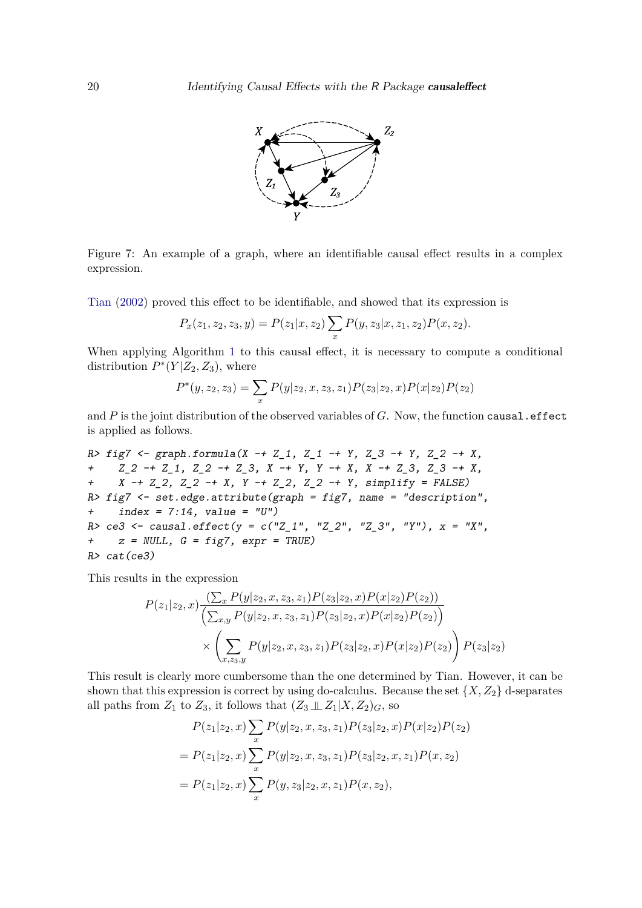Figure 7: An example of a graph, where an identifiable causal effect results in a complex expression.

Tian (2002) proved this effect to be identifiable, and showed that its expression is

$$P_x(z_1, z_2, z_3, y) = P(z_1|x, z_2) \sum_x P(y, z_3|x, z_1, z_2) P(x, z_2).$$

When applying Algorithm 1 to this causal effect, it is necessary to compute a conditional distribution $P^*(Y|Z_2, Z_3)$, where

$$P^*(y, z_2, z_3) = \sum_x P(y|z_2, x, z_3, z_1) P(z_3|z_2, x) P(x|z_2) P(z_2)$$

and $P$ is the joint distribution of the observed variables of $G$. Now, the function `causal.effect` is applied as follows.

```
R> fig7 <- graph.formula(X -+ Z_1, Z_1 -+ Y, Z_3 -+ Y, Z_2 -+ X,
+    Z_2 -+ Z_1, Z_2 -+ Z_3, X -+ Y, Y -+ X, X -+ Z_3, Z_3 -+ X,
+    X -+ Z_2, Z_2 -+ X, Y -+ Z_2, Z_2 -+ Y, simplify = FALSE)
R> fig7 <- set.edge.attribute(graph = fig7, name = "description",
+    index = 7:14, value = "U")
R> ce3 <- causal.effect(y = c("Z_1", "Z_2", "Z_3", "Y"), x = "X",
+    z = NULL, G = fig7, expr = TRUE)
R> cat(ce3)
```

This results in the expression

$$P(z_1|z_2, x) \frac{\left(\sum_x P(y|z_2, x, z_3, z_1) P(z_3|z_2, x) P(x|z_2) P(z_2)\right)}{\left(\sum_{x,y} P(y|z_2, x, z_3, z_1) P(z_3|z_2, x) P(x|z_2) P(z_2)\right)}$$
$$\times \left( \sum_{x,z_3,y} P(y|z_2, x, z_3, z_1) P(z_3|z_2, x) P(x|z_2) P(z_2) \right) P(z_3|z_2)$$

This result is clearly more cumbersome than the one determined by Tian. However, it can be shown that this expression is correct by using do-calculus. Because the set $\{X, Z_2\}$ d-separates all paths from $Z_1$ to $Z_3$, it follows that $(Z_3 \perp\!\!\!\perp Z_1 | X, Z_2)_G$, so

$$P(z_1|z_2, x) \sum_x P(y|z_2, x, z_3, z_1) P(z_3|z_2, x) P(x|z_2) P(z_2)$$
$$= P(z_1|z_2, x) \sum_x P(y|z_2, x, z_3, z_1) P(z_3|z_2, x, z_1) P(x, z_2)$$
$$= P(z_1|z_2, x) \sum_x P(y, z_3|z_2, x, z_1) P(x, z_2),$$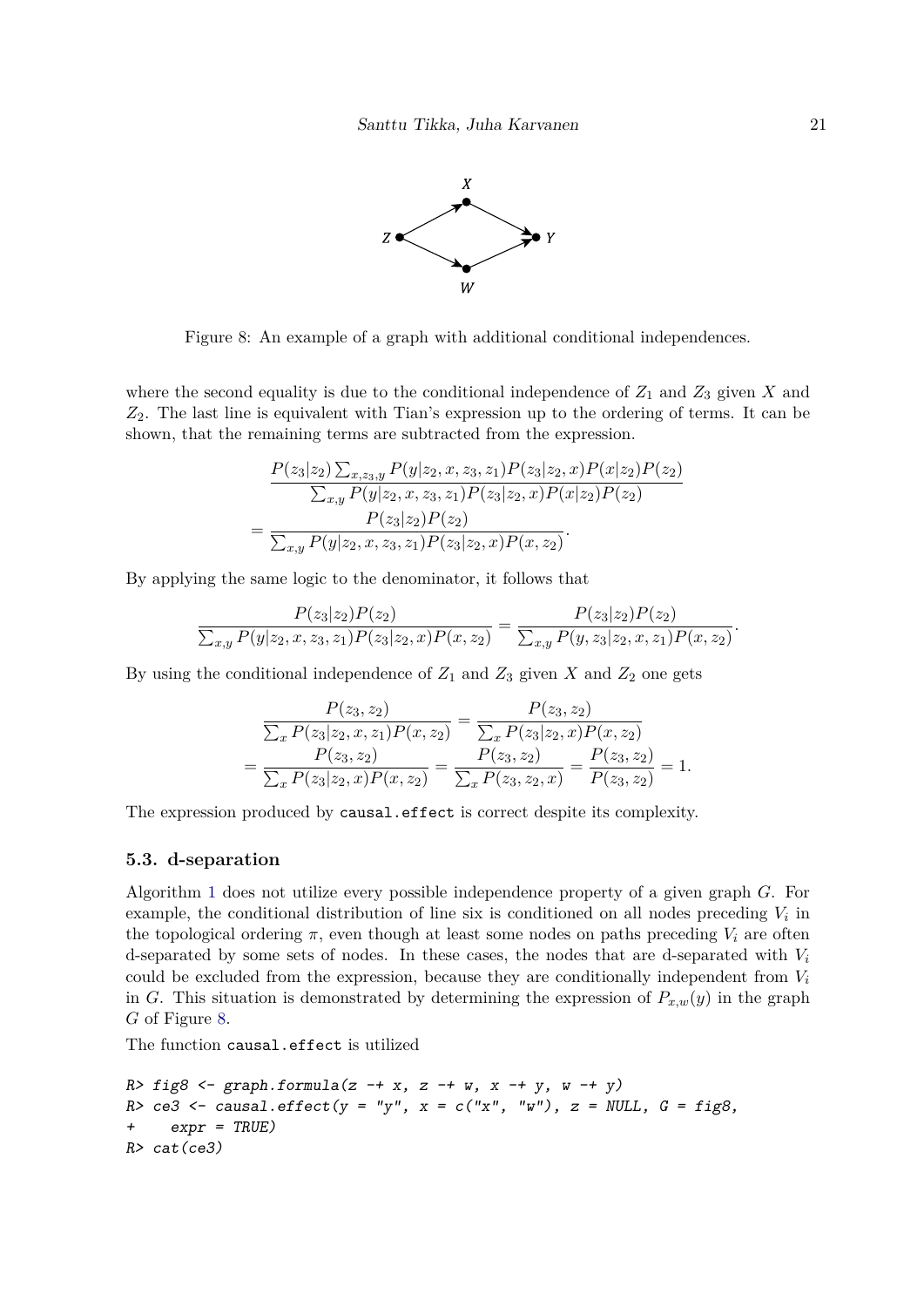Figure 8: An example of a graph with additional conditional independences.

where the second equality is due to the conditional independence of $Z_1$ and $Z_3$ given $X$ and $Z_2$. The last line is equivalent with Tian's expression up to the ordering of terms. It can be shown, that the remaining terms are subtracted from the expression.

$$
\begin{aligned}
&\frac{P(z_3|z_2)\sum_{x,z_3,y} P(y|z_2,x,z_3,z_1)P(z_3|z_2,x)P(x|z_2)P(z_2)}{\sum_{x,y} P(y|z_2,x,z_3,z_1)P(z_3|z_2,x)P(x|z_2)P(z_2)} \\
&= \frac{P(z_3|z_2)P(z_2)}{\sum_{x,y} P(y|z_2,x,z_3,z_1)P(z_3|z_2,x)P(x,z_2)}.
\end{aligned}
$$

By applying the same logic to the denominator, it follows that

$$
\frac{P(z_3|z_2)P(z_2)}{\sum_{x,y} P(y|z_2,x,z_3,z_1)P(z_3|z_2,x)P(x,z_2)} = \frac{P(z_3|z_2)P(z_2)}{\sum_{x,y} P(y,z_3|z_2,x,z_1)P(x,z_2)}.
$$

By using the conditional independence of $Z_1$ and $Z_3$ given $X$ and $Z_2$ one gets

$$
\begin{aligned}
&\frac{P(z_3,z_2)}{\sum_x P(z_3|z_2,x,z_1)P(x,z_2)} = \frac{P(z_3,z_2)}{\sum_x P(z_3|z_2,x)P(x,z_2)} \\
&= \frac{P(z_3,z_2)}{\sum_x P(z_3|z_2,x)P(x,z_2)} = \frac{P(z_3,z_2)}{\sum_x P(z_3,z_2,x)} = \frac{P(z_3,z_2)}{P(z_3,z_2)} = 1.
\end{aligned}
$$

The expression produced by `causal.effect` is correct despite its complexity.

### 5.3. d-separation

Algorithm 1 does not utilize every possible independence property of a given graph $G$. For example, the conditional distribution of line six is conditioned on all nodes preceding $V_i$ in the topological ordering $\pi$, even though at least some nodes on paths preceding $V_i$ are often d-separated by some sets of nodes. In these cases, the nodes that are d-separated with $V_i$ could be excluded from the expression, because they are conditionally independent from $V_i$ in $G$. This situation is demonstrated by determining the expression of $P_{x,w}(y)$ in the graph $G$ of Figure 8.

The function `causal.effect` is utilized

```
R> fig8 <- graph.formula(z -+ x, z -+ w, x -+ y, w -+ y)
R> ce3 <- causal.effect(y = "y", x = c("x", "w"), z = NULL, G = fig8,
+    expr = TRUE)
R> cat(ce3)
```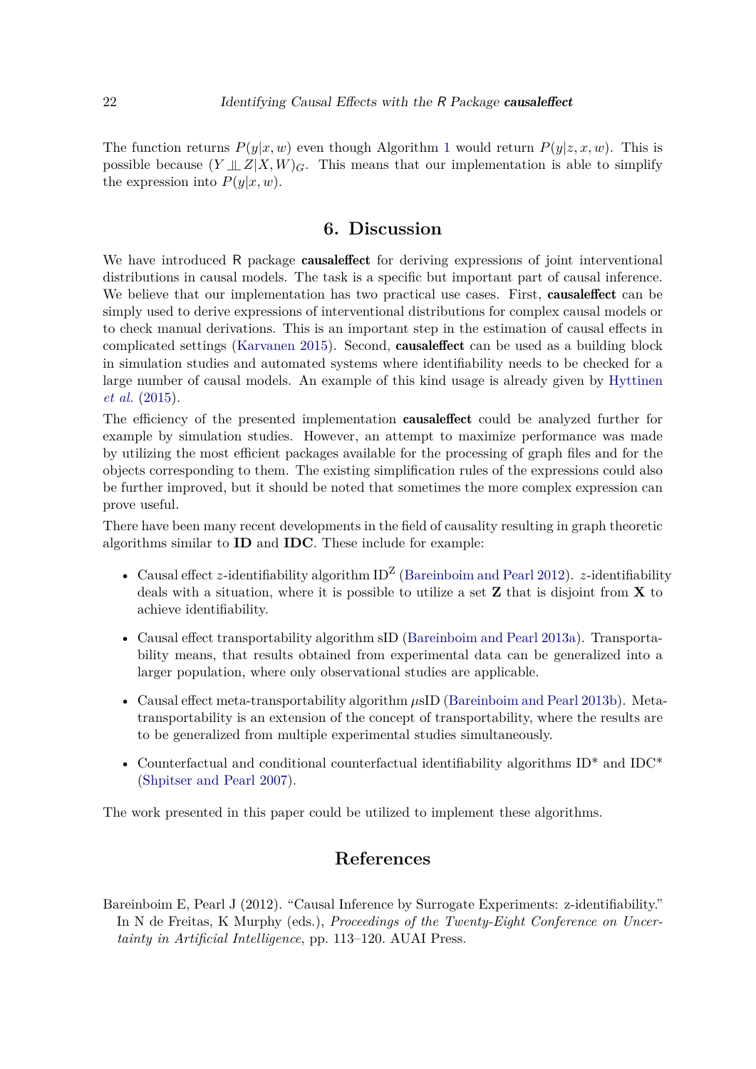The function returns $P(y|x,w)$ even though Algorithm 1 would return $P(y|z,x,w)$. This is possible because $(Y \perp\!\!\!\perp Z|X,W)_G$. This means that our implementation is able to simplify the expression into $P(y|x,w)$.

## 6. Discussion

We have introduced R package **causaleffect** for deriving expressions of joint interventional distributions in causal models. The task is a specific but important part of causal inference. We believe that our implementation has two practical use cases. First, **causaleffect** can be simply used to derive expressions of interventional distributions for complex causal models or to check manual derivations. This is an important step in the estimation of causal effects in complicated settings (Karvanen 2015). Second, **causaleffect** can be used as a building block in simulation studies and automated systems where identifiability needs to be checked for a large number of causal models. An example of this kind usage is already given by Hyttinen *et al.* (2015).

The efficiency of the presented implementation **causaleffect** could be analyzed further for example by simulation studies. However, an attempt to maximize performance was made by utilizing the most efficient packages available for the processing of graph files and for the objects corresponding to them. The existing simplification rules of the expressions could also be further improved, but it should be noted that sometimes the more complex expression can prove useful.

There have been many recent developments in the field of causality resulting in graph theoretic algorithms similar to **ID** and **IDC**. These include for example:

- Causal effect $z$-identifiability algorithm $\text{ID}^{\text{Z}}$ (Bareinboim and Pearl 2012). $z$-identifiability deals with a situation, where it is possible to utilize a set $\mathbf{Z}$ that is disjoint from $\mathbf{X}$ to achieve identifiability.
- Causal effect transportability algorithm sID (Bareinboim and Pearl 2013a). Transportability means, that results obtained from experimental data can be generalized into a larger population, where only observational studies are applicable.
- Causal effect meta-transportability algorithm $\mu$sID (Bareinboim and Pearl 2013b). Meta-transportability is an extension of the concept of transportability, where the results are to be generalized from multiple experimental studies simultaneously.
- Counterfactual and conditional counterfactual identifiability algorithms ID* and IDC* (Shpitser and Pearl 2007).

The work presented in this paper could be utilized to implement these algorithms.

## References

Bareinboim E, Pearl J (2012). "Causal Inference by Surrogate Experiments: z-identifiability." In N de Freitas, K Murphy (eds.), *Proceedings of the Twenty-Eight Conference on Uncertainty in Artificial Intelligence*, pp. 113–120. AUAI Press.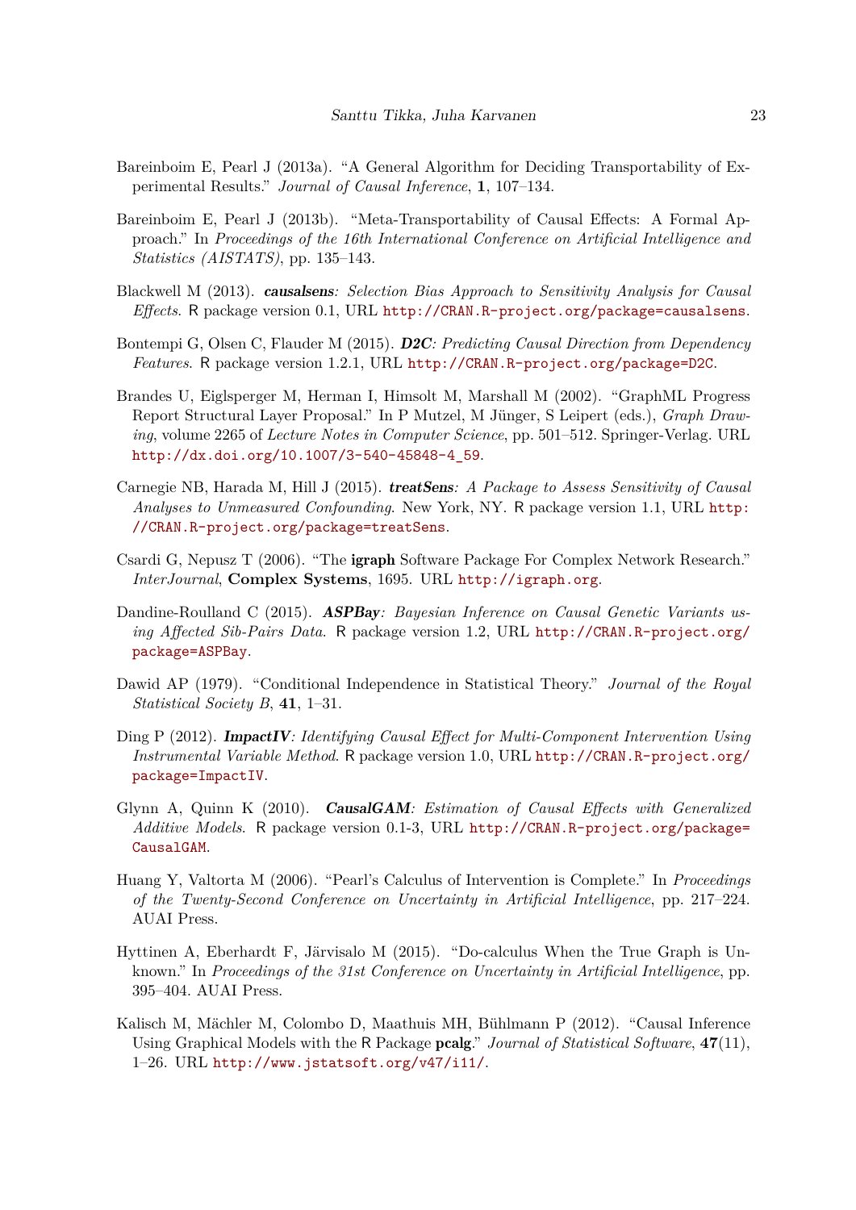Bareinboim E, Pearl J (2013a). "A General Algorithm for Deciding Transportability of Experimental Results." *Journal of Causal Inference*, **1**, 107–134.

Bareinboim E, Pearl J (2013b). "Meta-Transportability of Causal Effects: A Formal Approach." In *Proceedings of the 16th International Conference on Artificial Intelligence and Statistics (AISTATS)*, pp. 135–143.

Blackwell M (2013). ***causalsens**: Selection Bias Approach to Sensitivity Analysis for Causal Effects*. R package version 0.1, URL http://CRAN.R-project.org/package=causalsens.

Bontempi G, Olsen C, Flauder M (2015). ***D2C**: Predicting Causal Direction from Dependency Features*. R package version 1.2.1, URL http://CRAN.R-project.org/package=D2C.

Brandes U, Eiglsperger M, Herman I, Himsolt M, Marshall M (2002). "GraphML Progress Report Structural Layer Proposal." In P Mutzel, M Jünger, S Leipert (eds.), *Graph Drawing*, volume 2265 of *Lecture Notes in Computer Science*, pp. 501–512. Springer-Verlag. URL http://dx.doi.org/10.1007/3-540-45848-4_59.

Carnegie NB, Harada M, Hill J (2015). ***treatSens**: A Package to Assess Sensitivity of Causal Analyses to Unmeasured Confounding*. New York, NY. R package version 1.1, URL http://CRAN.R-project.org/package=treatSens.

Csardi G, Nepusz T (2006). "The **igraph** Software Package For Complex Network Research." *InterJournal*, **Complex Systems**, 1695. URL http://igraph.org.

Dandine-Roulland C (2015). ***ASPBay**: Bayesian Inference on Causal Genetic Variants using Affected Sib-Pairs Data*. R package version 1.2, URL http://CRAN.R-project.org/package=ASPBay.

Dawid AP (1979). "Conditional Independence in Statistical Theory." *Journal of the Royal Statistical Society B*, **41**, 1–31.

Ding P (2012). ***ImpactIV**: Identifying Causal Effect for Multi-Component Intervention Using Instrumental Variable Method*. R package version 1.0, URL http://CRAN.R-project.org/package=ImpactIV.

Glynn A, Quinn K (2010). ***CausalGAM**: Estimation of Causal Effects with Generalized Additive Models*. R package version 0.1-3, URL http://CRAN.R-project.org/package=CausalGAM.

Huang Y, Valtorta M (2006). "Pearl's Calculus of Intervention is Complete." In *Proceedings of the Twenty-Second Conference on Uncertainty in Artificial Intelligence*, pp. 217–224. AUAI Press.

Hyttinen A, Eberhardt F, Järvisalo M (2015). "Do-calculus When the True Graph is Unknown." In *Proceedings of the 31st Conference on Uncertainty in Artificial Intelligence*, pp. 395–404. AUAI Press.

Kalisch M, Mächler M, Colombo D, Maathuis MH, Bühlmann P (2012). "Causal Inference Using Graphical Models with the R Package **pcalg**." *Journal of Statistical Software*, **47**(11), 1–26. URL http://www.jstatsoft.org/v47/i11/.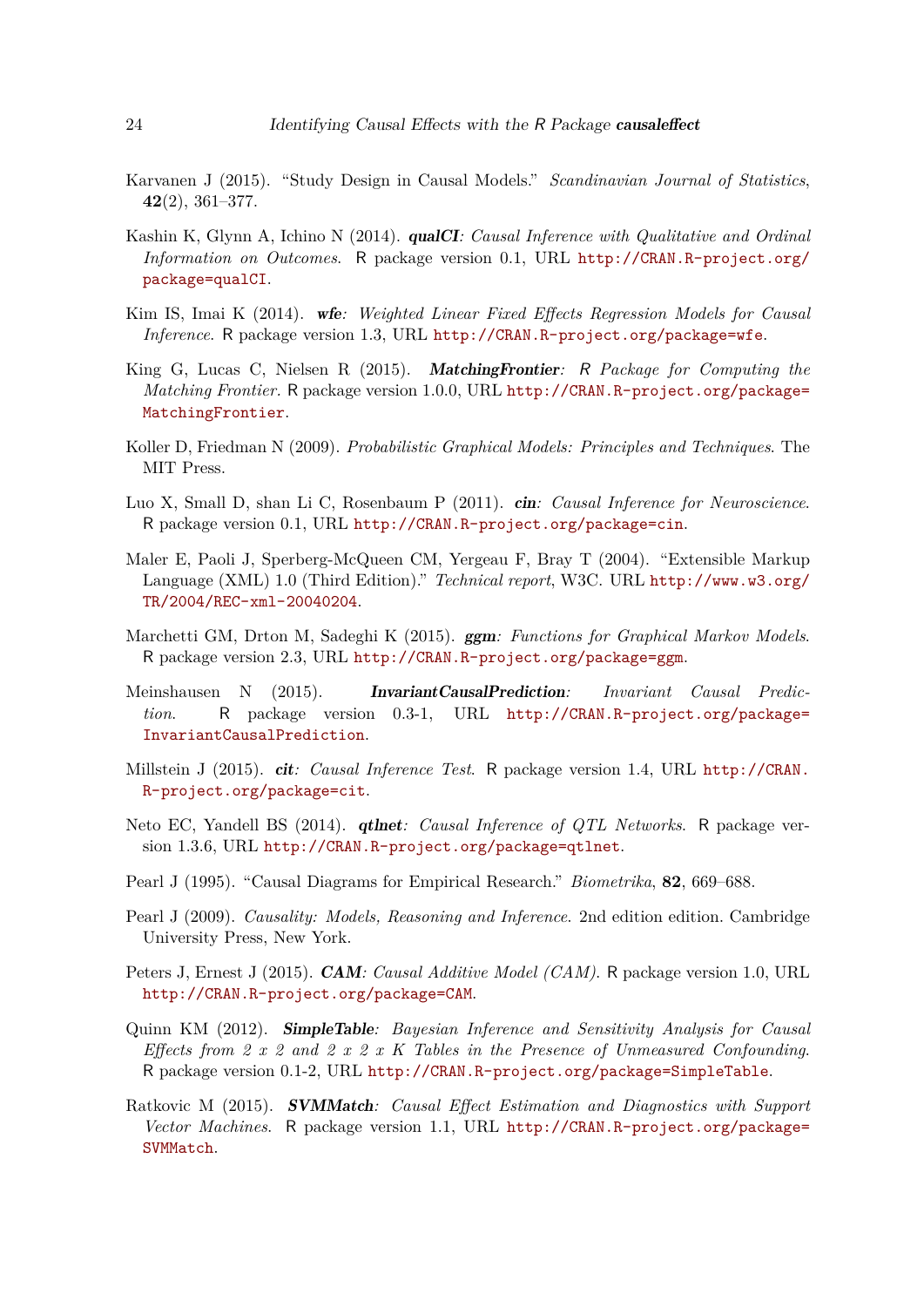Karvanen J (2015). "Study Design in Causal Models." *Scandinavian Journal of Statistics*, **42**(2), 361–377.

Kashin K, Glynn A, Ichino N (2014). ***qualCI**: Causal Inference with Qualitative and Ordinal Information on Outcomes*. R package version 0.1, URL http://CRAN.R-project.org/package=qualCI.

Kim IS, Imai K (2014). ***wfe**: Weighted Linear Fixed Effects Regression Models for Causal Inference*. R package version 1.3, URL http://CRAN.R-project.org/package=wfe.

King G, Lucas C, Nielsen R (2015). ***MatchingFrontier**: R Package for Computing the Matching Frontier*. R package version 1.0.0, URL http://CRAN.R-project.org/package=MatchingFrontier.

Koller D, Friedman N (2009). *Probabilistic Graphical Models: Principles and Techniques*. The MIT Press.

Luo X, Small D, shan Li C, Rosenbaum P (2011). ***cin**: Causal Inference for Neuroscience*. R package version 0.1, URL http://CRAN.R-project.org/package=cin.

Maler E, Paoli J, Sperberg-McQueen CM, Yergeau F, Bray T (2004). "Extensible Markup Language (XML) 1.0 (Third Edition)." *Technical report*, W3C. URL http://www.w3.org/TR/2004/REC-xml-20040204.

Marchetti GM, Drton M, Sadeghi K (2015). ***ggm**: Functions for Graphical Markov Models*. R package version 2.3, URL http://CRAN.R-project.org/package=ggm.

Meinshausen N (2015). ***InvariantCausalPrediction**: Invariant Causal Prediction*. R package version 0.3-1, URL http://CRAN.R-project.org/package=InvariantCausalPrediction.

Millstein J (2015). ***cit**: Causal Inference Test*. R package version 1.4, URL http://CRAN.R-project.org/package=cit.

Neto EC, Yandell BS (2014). ***qtlnet**: Causal Inference of QTL Networks*. R package version 1.3.6, URL http://CRAN.R-project.org/package=qtlnet.

Pearl J (1995). "Causal Diagrams for Empirical Research." *Biometrika*, **82**, 669–688.

Pearl J (2009). *Causality: Models, Reasoning and Inference*. 2nd edition edition. Cambridge University Press, New York.

Peters J, Ernest J (2015). ***CAM**: Causal Additive Model (CAM)*. R package version 1.0, URL http://CRAN.R-project.org/package=CAM.

Quinn KM (2012). ***SimpleTable**: Bayesian Inference and Sensitivity Analysis for Causal Effects from 2 x 2 and 2 x 2 x K Tables in the Presence of Unmeasured Confounding*. R package version 0.1-2, URL http://CRAN.R-project.org/package=SimpleTable.

Ratkovic M (2015). ***SVMMatch**: Causal Effect Estimation and Diagnostics with Support Vector Machines*. R package version 1.1, URL http://CRAN.R-project.org/package=SVMMatch.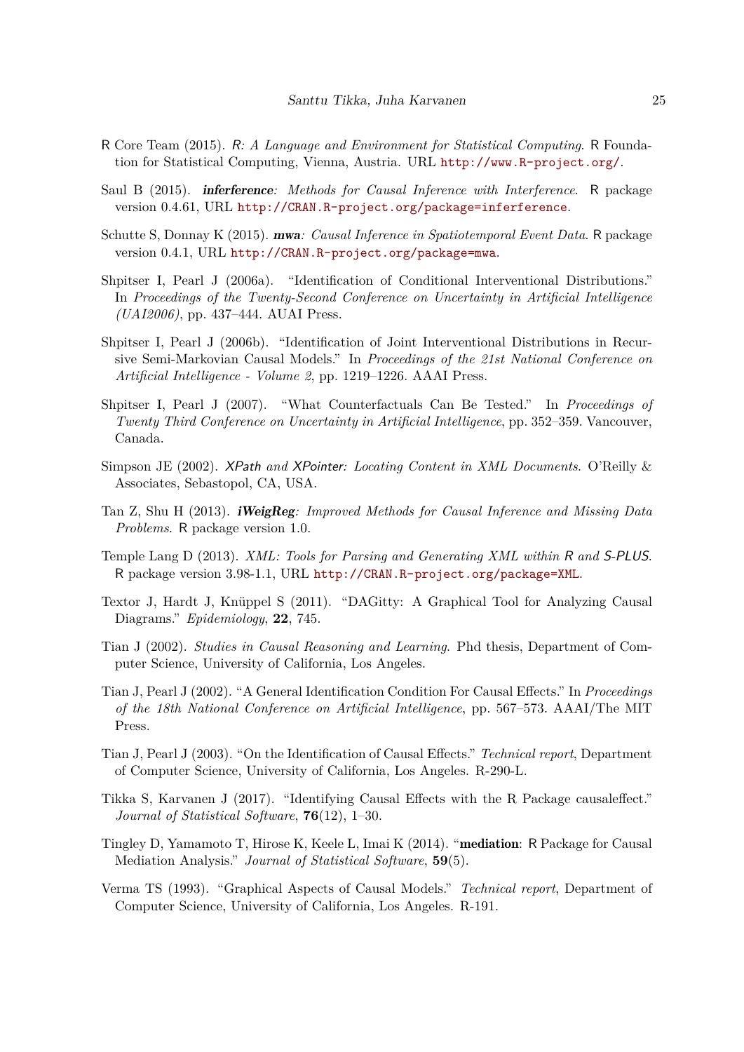R Core Team (2015). *R: A Language and Environment for Statistical Computing*. R Foundation for Statistical Computing, Vienna, Austria. URL http://www.R-project.org/.

Saul B (2015). ***inferference**: Methods for Causal Inference with Interference*. R package version 0.4.61, URL http://CRAN.R-project.org/package=inferference.

Schutte S, Donnay K (2015). ***mwa**: Causal Inference in Spatiotemporal Event Data*. R package version 0.4.1, URL http://CRAN.R-project.org/package=mwa.

Shpitser I, Pearl J (2006a). "Identification of Conditional Interventional Distributions." In *Proceedings of the Twenty-Second Conference on Uncertainty in Artificial Intelligence (UAI2006)*, pp. 437–444. AUAI Press.

Shpitser I, Pearl J (2006b). "Identification of Joint Interventional Distributions in Recursive Semi-Markovian Causal Models." In *Proceedings of the 21st National Conference on Artificial Intelligence - Volume 2*, pp. 1219–1226. AAAI Press.

Shpitser I, Pearl J (2007). "What Counterfactuals Can Be Tested." In *Proceedings of Twenty Third Conference on Uncertainty in Artificial Intelligence*, pp. 352–359. Vancouver, Canada.

Simpson JE (2002). *XPath and XPointer: Locating Content in XML Documents*. O'Reilly & Associates, Sebastopol, CA, USA.

Tan Z, Shu H (2013). ***iWeigReg**: Improved Methods for Causal Inference and Missing Data Problems*. R package version 1.0.

Temple Lang D (2013). *XML: Tools for Parsing and Generating XML within R and S-PLUS*. R package version 3.98-1.1, URL http://CRAN.R-project.org/package=XML.

Textor J, Hardt J, Knüppel S (2011). "DAGitty: A Graphical Tool for Analyzing Causal Diagrams." *Epidemiology*, **22**, 745.

Tian J (2002). *Studies in Causal Reasoning and Learning*. Phd thesis, Department of Computer Science, University of California, Los Angeles.

Tian J, Pearl J (2002). "A General Identification Condition For Causal Effects." In *Proceedings of the 18th National Conference on Artificial Intelligence*, pp. 567–573. AAAI/The MIT Press.

Tian J, Pearl J (2003). "On the Identification of Causal Effects." *Technical report*, Department of Computer Science, University of California, Los Angeles. R-290-L.

Tikka S, Karvanen J (2017). "Identifying Causal Effects with the R Package causaleffect." *Journal of Statistical Software*, **76**(12), 1–30.

Tingley D, Yamamoto T, Hirose K, Keele L, Imai K (2014). "**mediation**: R Package for Causal Mediation Analysis." *Journal of Statistical Software*, **59**(5).

Verma TS (1993). "Graphical Aspects of Causal Models." *Technical report*, Department of Computer Science, University of California, Los Angeles. R-191.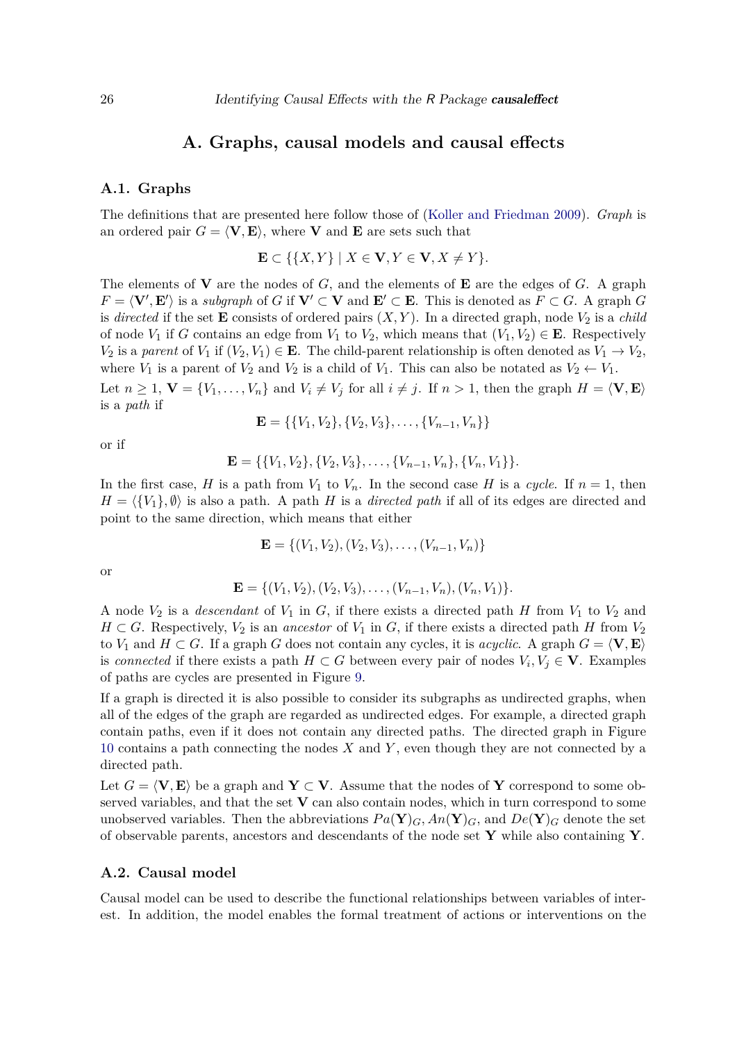# A. Graphs, causal models and causal effects

## A.1. Graphs

The definitions that are presented here follow those of (Koller and Friedman 2009). *Graph* is an ordered pair $G = \langle \mathbf{V}, \mathbf{E} \rangle$, where $\mathbf{V}$ and $\mathbf{E}$ are sets such that

$$\mathbf{E} \subset \{\{X, Y\} \mid X \in \mathbf{V}, Y \in \mathbf{V}, X \neq Y\}.$$

The elements of $\mathbf{V}$ are the nodes of $G$, and the elements of $\mathbf{E}$ are the edges of $G$. A graph $F = \langle \mathbf{V}', \mathbf{E}' \rangle$ is a *subgraph* of $G$ if $\mathbf{V}' \subset \mathbf{V}$ and $\mathbf{E}' \subset \mathbf{E}$. This is denoted as $F \subset G$. A graph $G$ is *directed* if the set $\mathbf{E}$ consists of ordered pairs $(X, Y)$. In a directed graph, node $V_2$ is a *child* of node $V_1$ if $G$ contains an edge from $V_1$ to $V_2$, which means that $(V_1, V_2) \in \mathbf{E}$. Respectively $V_2$ is a *parent* of $V_1$ if $(V_2, V_1) \in \mathbf{E}$. The child-parent relationship is often denoted as $V_1 \rightarrow V_2$, where $V_1$ is a parent of $V_2$ and $V_2$ is a child of $V_1$. This can also be notated as $V_2 \leftarrow V_1$.

Let $n \geq 1$, $\mathbf{V} = \{V_1, \ldots, V_n\}$ and $V_i \neq V_j$ for all $i \neq j$. If $n > 1$, then the graph $H = \langle \mathbf{V}, \mathbf{E} \rangle$ is a *path* if

$$\mathbf{E} = \{\{V_1, V_2\}, \{V_2, V_3\}, \ldots, \{V_{n-1}, V_n\}\}$$

or if

$$\mathbf{E} = \{\{V_1, V_2\}, \{V_2, V_3\}, \ldots, \{V_{n-1}, V_n\}, \{V_n, V_1\}\}.$$

In the first case, $H$ is a path from $V_1$ to $V_n$. In the second case $H$ is a *cycle*. If $n = 1$, then $H = \langle \{V_1\}, \emptyset \rangle$ is also a path. A path $H$ is a *directed path* if all of its edges are directed and point to the same direction, which means that either

$$\mathbf{E} = \{(V_1, V_2), (V_2, V_3), \ldots, (V_{n-1}, V_n)\}$$

or

$$\mathbf{E} = \{(V_1, V_2), (V_2, V_3), \ldots, (V_{n-1}, V_n), (V_n, V_1)\}.$$

A node $V_2$ is a *descendant* of $V_1$ in $G$, if there exists a directed path $H$ from $V_1$ to $V_2$ and $H \subset G$. Respectively, $V_2$ is an *ancestor* of $V_1$ in $G$, if there exists a directed path $H$ from $V_2$ to $V_1$ and $H \subset G$. If a graph $G$ does not contain any cycles, it is *acyclic*. A graph $G = \langle \mathbf{V}, \mathbf{E} \rangle$ is *connected* if there exists a path $H \subset G$ between every pair of nodes $V_i, V_j \in \mathbf{V}$. Examples of paths are cycles are presented in Figure 9.

If a graph is directed it is also possible to consider its subgraphs as undirected graphs, when all of the edges of the graph are regarded as undirected edges. For example, a directed graph contain paths, even if it does not contain any directed paths. The directed graph in Figure 10 contains a path connecting the nodes $X$ and $Y$, even though they are not connected by a directed path.

Let $G = \langle \mathbf{V}, \mathbf{E} \rangle$ be a graph and $\mathbf{Y} \subset \mathbf{V}$. Assume that the nodes of $\mathbf{Y}$ correspond to some observed variables, and that the set $\mathbf{V}$ can also contain nodes, which in turn correspond to some unobserved variables. Then the abbreviations $Pa(\mathbf{Y})_G, An(\mathbf{Y})_G$, and $De(\mathbf{Y})_G$ denote the set of observable parents, ancestors and descendants of the node set $\mathbf{Y}$ while also containing $\mathbf{Y}$.

## A.2. Causal model

Causal model can be used to describe the functional relationships between variables of interest. In addition, the model enables the formal treatment of actions or interventions on the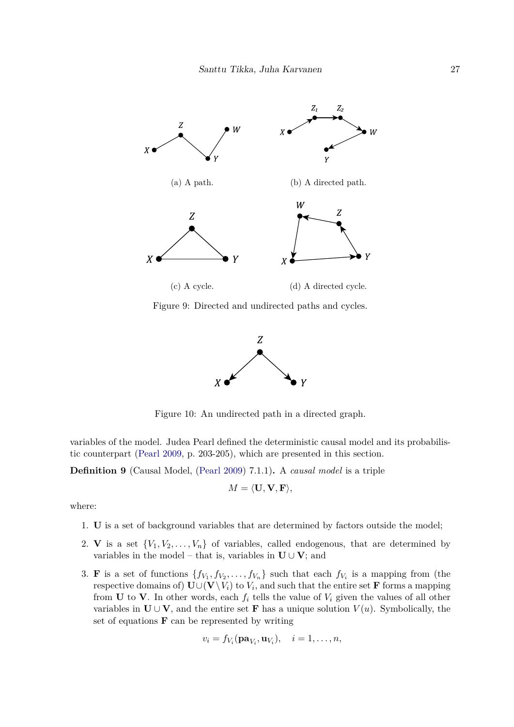(a) A path.

(b) A directed path.

(c) A cycle.

(d) A directed cycle.

Figure 9: Directed and undirected paths and cycles.

Figure 10: An undirected path in a directed graph.

variables of the model. Judea Pearl defined the deterministic causal model and its probabilistic counterpart (Pearl 2009, p. 203-205), which are presented in this section.

**Definition 9** (Causal Model, (Pearl 2009) 7.1.1)**.** A *causal model* is a triple

$$M = \langle \mathbf{U}, \mathbf{V}, \mathbf{F} \rangle,$$

where:

1. $\mathbf{U}$ is a set of background variables that are determined by factors outside the model;
2. $\mathbf{V}$ is a set $\{V_1, V_2, \ldots, V_n\}$ of variables, called endogenous, that are determined by variables in the model – that is, variables in $\mathbf{U} \cup \mathbf{V}$; and
3. $\mathbf{F}$ is a set of functions $\{f_{V_1}, f_{V_2}, \ldots, f_{V_n}\}$ such that each $f_{V_i}$ is a mapping from (the respective domains of) $\mathbf{U} \cup (\mathbf{V} \setminus V_i)$ to $V_i$, and such that the entire set $\mathbf{F}$ forms a mapping from $\mathbf{U}$ to $\mathbf{V}$. In other words, each $f_i$ tells the value of $V_i$ given the values of all other variables in $\mathbf{U} \cup \mathbf{V}$, and the entire set $\mathbf{F}$ has a unique solution $V(u)$. Symbolically, the set of equations $\mathbf{F}$ can be represented by writing

$$v_i = f_{V_i}(\mathbf{pa}_{V_i}, \mathbf{u}_{V_i}), \quad i = 1, \ldots, n,$$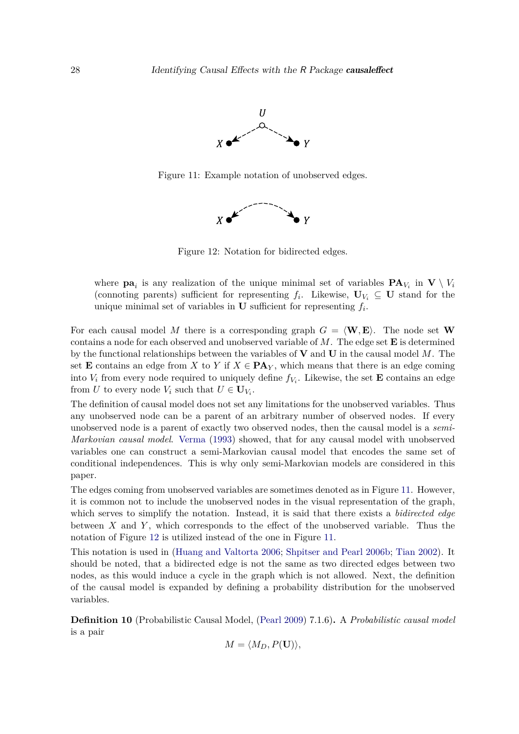Figure 11: Example notation of unobserved edges.

Figure 12: Notation for bidirected edges.

where $\mathbf{pa}_i$ is any realization of the unique minimal set of variables $\mathbf{PA}_{V_i}$ in $\mathbf{V} \setminus V_i$ (connoting parents) sufficient for representing $f_i$. Likewise, $\mathbf{U}_{V_i} \subseteq \mathbf{U}$ stand for the unique minimal set of variables in $\mathbf{U}$ sufficient for representing $f_i$.

For each causal model $M$ there is a corresponding graph $G = \langle \mathbf{W}, \mathbf{E} \rangle$. The node set $\mathbf{W}$ contains a node for each observed and unobserved variable of $M$. The edge set $\mathbf{E}$ is determined by the functional relationships between the variables of $\mathbf{V}$ and $\mathbf{U}$ in the causal model $M$. The set $\mathbf{E}$ contains an edge from $X$ to $Y$ if $X \in \mathbf{PA}_Y$, which means that there is an edge coming into $V_i$ from every node required to uniquely define $f_{V_i}$. Likewise, the set $\mathbf{E}$ contains an edge from $U$ to every node $V_i$ such that $U \in \mathbf{U}_{V_i}$.

The definition of causal model does not set any limitations for the unobserved variables. Thus any unobserved node can be a parent of an arbitrary number of observed nodes. If every unobserved node is a parent of exactly two observed nodes, then the causal model is a *semi-Markovian causal model*. Verma (1993) showed, that for any causal model with unobserved variables one can construct a semi-Markovian causal model that encodes the same set of conditional independences. This is why only semi-Markovian models are considered in this paper.

The edges coming from unobserved variables are sometimes denoted as in Figure 11. However, it is common not to include the unobserved nodes in the visual representation of the graph, which serves to simplify the notation. Instead, it is said that there exists a *bidirected edge* between $X$ and $Y$, which corresponds to the effect of the unobserved variable. Thus the notation of Figure 12 is utilized instead of the one in Figure 11.

This notation is used in (Huang and Valtorta 2006; Shpitser and Pearl 2006b; Tian 2002). It should be noted, that a bidirected edge is not the same as two directed edges between two nodes, as this would induce a cycle in the graph which is not allowed. Next, the definition of the causal model is expanded by defining a probability distribution for the unobserved variables.

**Definition 10** (Probabilistic Causal Model, (Pearl 2009) 7.1.6)**.** A *Probabilistic causal model* is a pair

$$M = \langle M_D, P(\mathbf{U}) \rangle,$$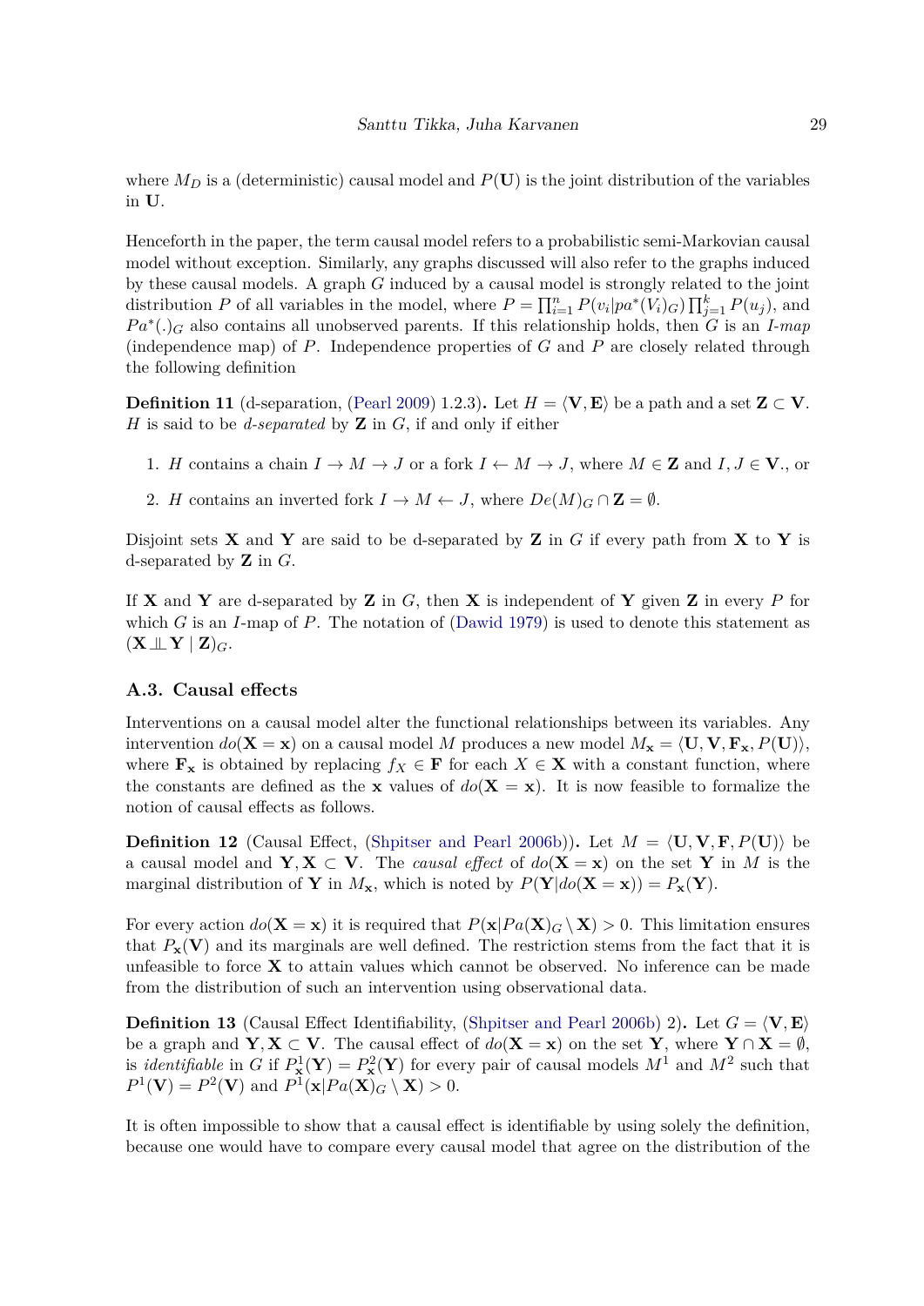where $M_D$ is a (deterministic) causal model and $P(\mathbf{U})$ is the joint distribution of the variables in $\mathbf{U}$.

Henceforth in the paper, the term causal model refers to a probabilistic semi-Markovian causal model without exception. Similarly, any graphs discussed will also refer to the graphs induced by these causal models. A graph $G$ induced by a causal model is strongly related to the joint distribution $P$ of all variables in the model, where $P = \prod_{i=1}^{n} P(v_i|pa^*(V_i)_G) \prod_{j=1}^{k} P(u_j)$, and $Pa^*(.)_G$ also contains all unobserved parents. If this relationship holds, then $G$ is an *I-map* (independence map) of $P$. Independence properties of $G$ and $P$ are closely related through the following definition

**Definition 11** (d-separation, (Pearl 2009) 1.2.3)**.** Let $H = \langle \mathbf{V}, \mathbf{E} \rangle$ be a path and a set $\mathbf{Z} \subset \mathbf{V}$. $H$ is said to be *d-separated* by $\mathbf{Z}$ in $G$, if and only if either

1. $H$ contains a chain $I \rightarrow M \rightarrow J$ or a fork $I \leftarrow M \rightarrow J$, where $M \in \mathbf{Z}$ and $I, J \in \mathbf{V}$., or
2. $H$ contains an inverted fork $I \rightarrow M \leftarrow J$, where $De(M)_G \cap \mathbf{Z} = \emptyset$.

Disjoint sets $\mathbf{X}$ and $\mathbf{Y}$ are said to be d-separated by $\mathbf{Z}$ in $G$ if every path from $\mathbf{X}$ to $\mathbf{Y}$ is d-separated by $\mathbf{Z}$ in $G$.

If $\mathbf{X}$ and $\mathbf{Y}$ are d-separated by $\mathbf{Z}$ in $G$, then $\mathbf{X}$ is independent of $\mathbf{Y}$ given $\mathbf{Z}$ in every $P$ for which $G$ is an $I$-map of $P$. The notation of (Dawid 1979) is used to denote this statement as $(\mathbf{X} \perp\!\!\!\perp \mathbf{Y} \mid \mathbf{Z})_G$.

### A.3. Causal effects

Interventions on a causal model alter the functional relationships between its variables. Any intervention $do(\mathbf{X} = \mathbf{x})$ on a causal model $M$ produces a new model $M_{\mathbf{x}} = \langle \mathbf{U}, \mathbf{V}, \mathbf{F}_{\mathbf{x}}, P(\mathbf{U}) \rangle$, where $\mathbf{F}_{\mathbf{x}}$ is obtained by replacing $f_X \in \mathbf{F}$ for each $X \in \mathbf{X}$ with a constant function, where the constants are defined as the $\mathbf{x}$ values of $do(\mathbf{X} = \mathbf{x})$. It is now feasible to formalize the notion of causal effects as follows.

**Definition 12** (Causal Effect, (Shpitser and Pearl 2006b))**.** Let $M = \langle \mathbf{U}, \mathbf{V}, \mathbf{F}, P(\mathbf{U}) \rangle$ be a causal model and $\mathbf{Y}, \mathbf{X} \subset \mathbf{V}$. The *causal effect* of $do(\mathbf{X} = \mathbf{x})$ on the set $\mathbf{Y}$ in $M$ is the marginal distribution of $\mathbf{Y}$ in $M_{\mathbf{x}}$, which is noted by $P(\mathbf{Y}|do(\mathbf{X} = \mathbf{x})) = P_{\mathbf{x}}(\mathbf{Y})$.

For every action $do(\mathbf{X} = \mathbf{x})$ it is required that $P(\mathbf{x}|Pa(\mathbf{X})_G \setminus \mathbf{X}) > 0$. This limitation ensures that $P_{\mathbf{x}}(\mathbf{V})$ and its marginals are well defined. The restriction stems from the fact that it is unfeasible to force $\mathbf{X}$ to attain values which cannot be observed. No inference can be made from the distribution of such an intervention using observational data.

**Definition 13** (Causal Effect Identifiability, (Shpitser and Pearl 2006b) 2)**.** Let $G = \langle \mathbf{V}, \mathbf{E} \rangle$ be a graph and $\mathbf{Y}, \mathbf{X} \subset \mathbf{V}$. The causal effect of $do(\mathbf{X} = \mathbf{x})$ on the set $\mathbf{Y}$, where $\mathbf{Y} \cap \mathbf{X} = \emptyset$, is *identifiable* in $G$ if $P^1_{\mathbf{x}}(\mathbf{Y}) = P^2_{\mathbf{x}}(\mathbf{Y})$ for every pair of causal models $M^1$ and $M^2$ such that $P^1(\mathbf{V}) = P^2(\mathbf{V})$ and $P^1(\mathbf{x}|Pa(\mathbf{X})_G \setminus \mathbf{X}) > 0$.

It is often impossible to show that a causal effect is identifiable by using solely the definition, because one would have to compare every causal model that agree on the distribution of the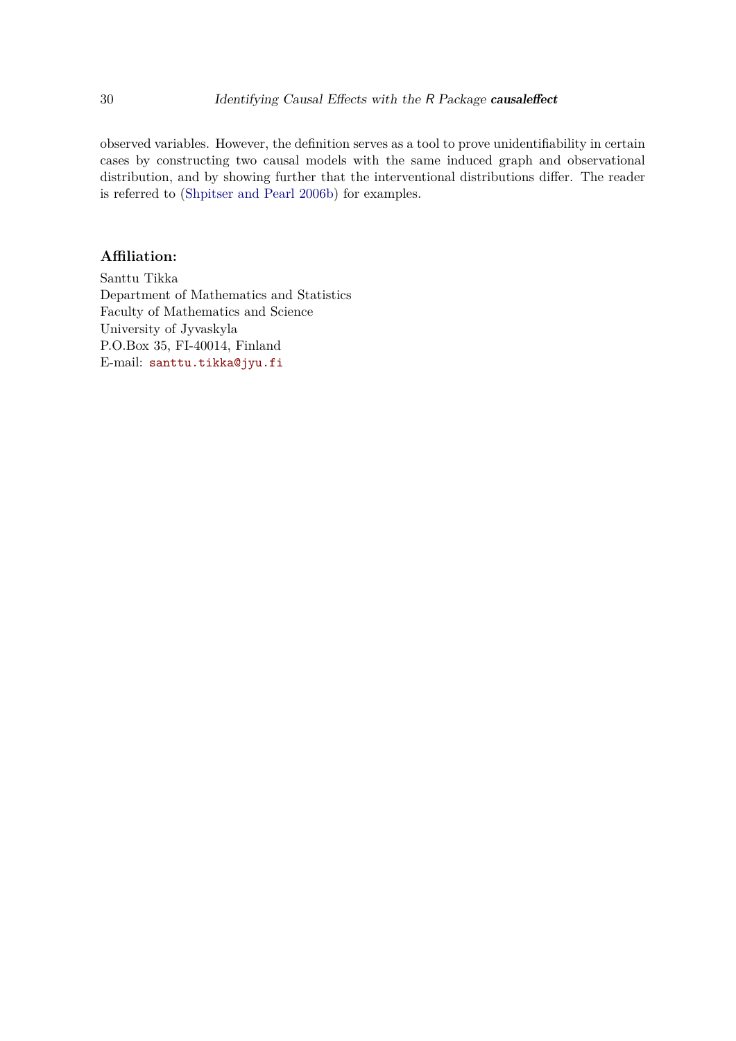observed variables. However, the definition serves as a tool to prove unidentifiability in certain cases by constructing two causal models with the same induced graph and observational distribution, and by showing further that the interventional distributions differ. The reader is referred to (Shpitser and Pearl 2006b) for examples.

**Affiliation:**

Santtu Tikka
Department of Mathematics and Statistics
Faculty of Mathematics and Science
University of Jyvaskyla
P.O.Box 35, FI-40014, Finland
E-mail: santtu.tikka@jyu.fi